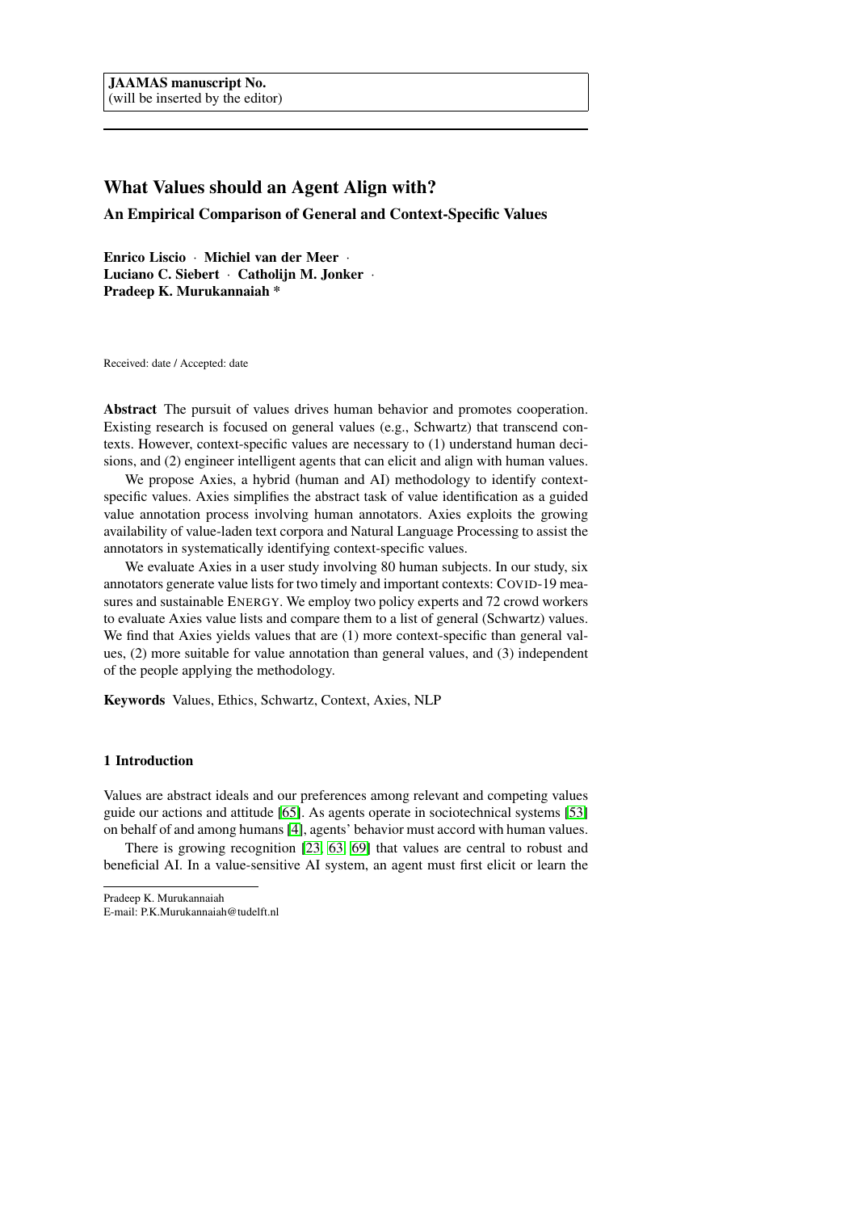JAAMAS manuscript No.
(will be inserted by the editor)

# What Values should an Agent Align with?

## An Empirical Comparison of General and Context-Specific Values

**Enrico Liscio · Michiel van der Meer · Luciano C. Siebert · Catholijn M. Jonker · Pradeep K. Murukannaiah \***

Received: date / Accepted: date

**Abstract** The pursuit of values drives human behavior and promotes cooperation. Existing research is focused on general values (e.g., Schwartz) that transcend contexts. However, context-specific values are necessary to (1) understand human decisions, and (2) engineer intelligent agents that can elicit and align with human values.

We propose Axies, a hybrid (human and AI) methodology to identify context-specific values. Axies simplifies the abstract task of value identification as a guided value annotation process involving human annotators. Axies exploits the growing availability of value-laden text corpora and Natural Language Processing to assist the annotators in systematically identifying context-specific values.

We evaluate Axies in a user study involving 80 human subjects. In our study, six annotators generate value lists for two timely and important contexts: COVID-19 measures and sustainable ENERGY. We employ two policy experts and 72 crowd workers to evaluate Axies value lists and compare them to a list of general (Schwartz) values. We find that Axies yields values that are (1) more context-specific than general values, (2) more suitable for value annotation than general values, and (3) independent of the people applying the methodology.

**Keywords** Values, Ethics, Schwartz, Context, Axies, NLP

## 1 Introduction

Values are abstract ideals and our preferences among relevant and competing values guide our actions and attitude [65]. As agents operate in sociotechnical systems [53] on behalf of and among humans [4], agents' behavior must accord with human values.

There is growing recognition [23, 63, 69] that values are central to robust and beneficial AI. In a value-sensitive AI system, an agent must first elicit or learn the

Pradeep K. Murukannaiah
E-mail: P.K.Murukannaiah@tudelft.nl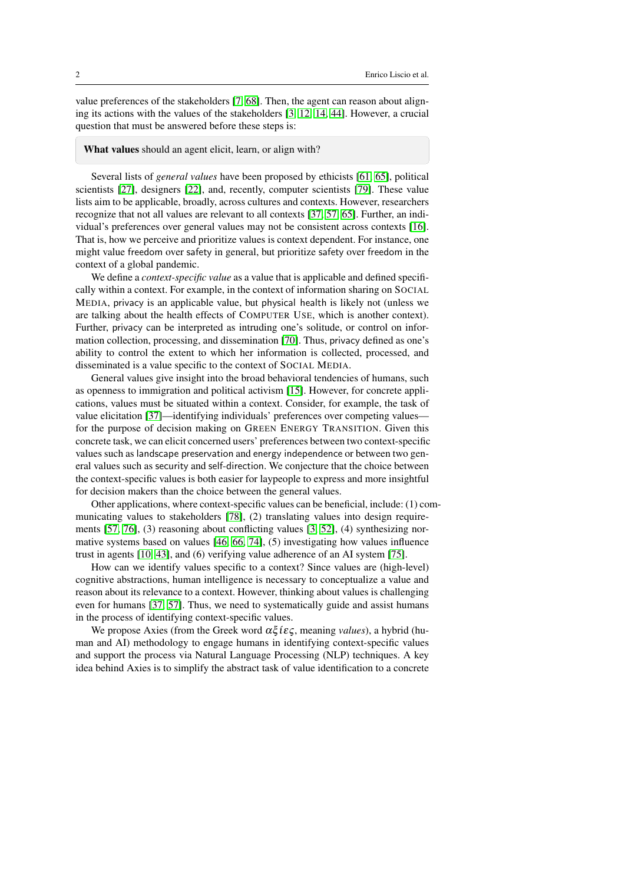value preferences of the stakeholders [7, 68]. Then, the agent can reason about aligning its actions with the values of the stakeholders [3, 12, 14, 44]. However, a crucial question that must be answered before these steps is:

> **What values** should an agent elicit, learn, or align with?

Several lists of *general values* have been proposed by ethicists [61, 65], political scientists [27], designers [22], and, recently, computer scientists [79]. These value lists aim to be applicable, broadly, across cultures and contexts. However, researchers recognize that not all values are relevant to all contexts [37, 57, 65]. Further, an individual's preferences over general values may not be consistent across contexts [16]. That is, how we perceive and prioritize values is context dependent. For instance, one might value freedom over safety in general, but prioritize safety over freedom in the context of a global pandemic.

We define a *context-specific value* as a value that is applicable and defined specifically within a context. For example, in the context of information sharing on SOCIAL MEDIA, privacy is an applicable value, but physical health is likely not (unless we are talking about the health effects of COMPUTER USE, which is another context). Further, privacy can be interpreted as intruding one's solitude, or control on information collection, processing, and dissemination [70]. Thus, privacy defined as one's ability to control the extent to which her information is collected, processed, and disseminated is a value specific to the context of SOCIAL MEDIA.

General values give insight into the broad behavioral tendencies of humans, such as openness to immigration and political activism [15]. However, for concrete applications, values must be situated within a context. Consider, for example, the task of value elicitation [37]—identifying individuals' preferences over competing values—for the purpose of decision making on GREEN ENERGY TRANSITION. Given this concrete task, we can elicit concerned users' preferences between two context-specific values such as landscape preservation and energy independence or between two general values such as security and self-direction. We conjecture that the choice between the context-specific values is both easier for laypeople to express and more insightful for decision makers than the choice between the general values.

Other applications, where context-specific values can be beneficial, include: (1) communicating values to stakeholders [78], (2) translating values into design requirements [57, 76], (3) reasoning about conflicting values [3, 52], (4) synthesizing normative systems based on values [46, 66, 74], (5) investigating how values influence trust in agents [10, 43], and (6) verifying value adherence of an AI system [75].

How can we identify values specific to a context? Since values are (high-level) cognitive abstractions, human intelligence is necessary to conceptualize a value and reason about its relevance to a context. However, thinking about values is challenging even for humans [37, 57]. Thus, we need to systematically guide and assist humans in the process of identifying context-specific values.

We propose Axies (from the Greek word $\alpha\xi\acute{\iota}\varepsilon\varsigma$, meaning *values*), a hybrid (human and AI) methodology to engage humans in identifying context-specific values and support the process via Natural Language Processing (NLP) techniques. A key idea behind Axies is to simplify the abstract task of value identification to a concrete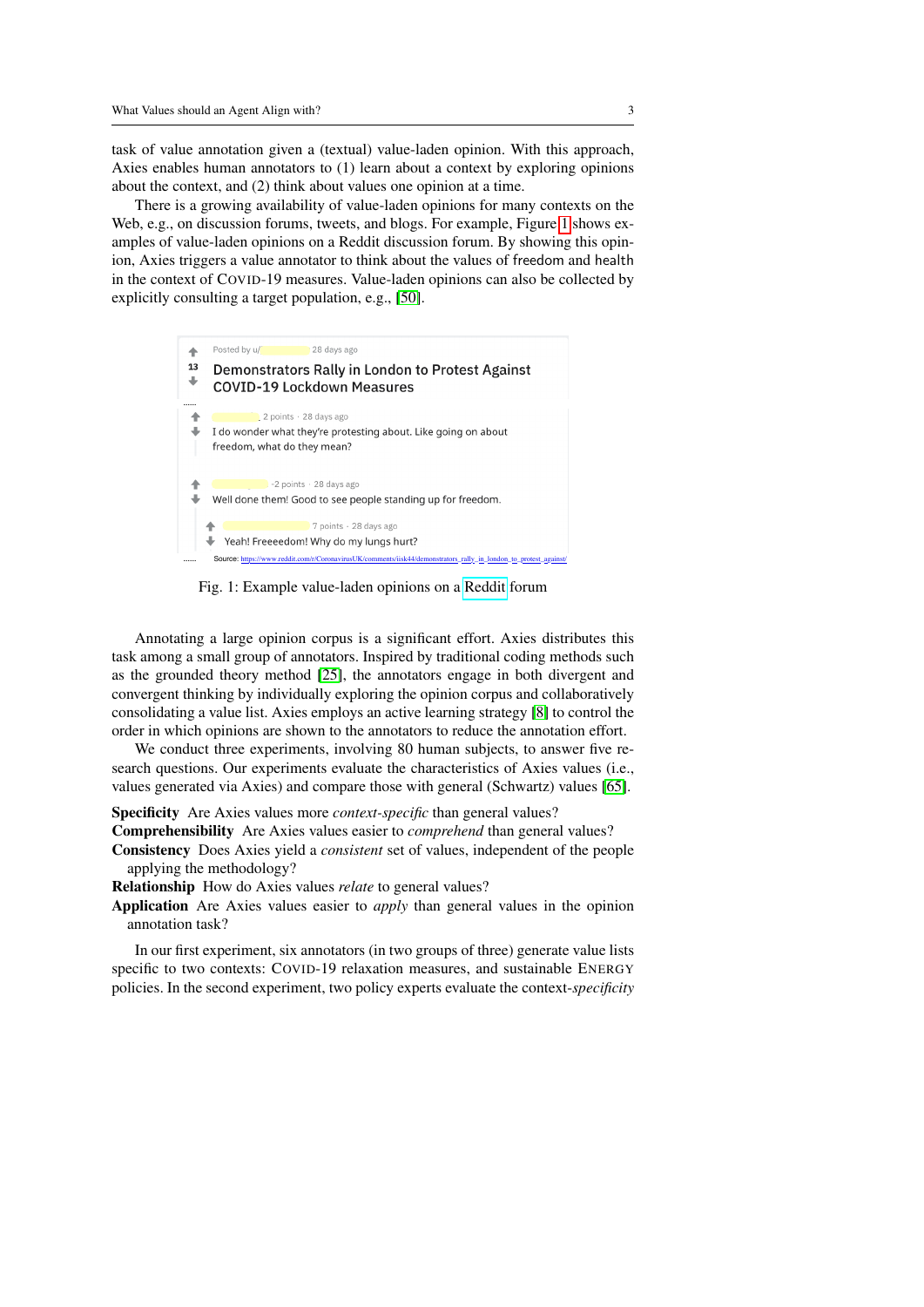task of value annotation given a (textual) value-laden opinion. With this approach, Axies enables human annotators to (1) learn about a context by exploring opinions about the context, and (2) think about values one opinion at a time.

There is a growing availability of value-laden opinions for many contexts on the Web, e.g., on discussion forums, tweets, and blogs. For example, Figure 1 shows examples of value-laden opinions on a Reddit discussion forum. By showing this opinion, Axies triggers a value annotator to think about the values of freedom and health in the context of COVID-19 measures. Value-laden opinions can also be collected by explicitly consulting a target population, e.g., [50].

Posted by u/ 28 days ago

13 Demonstrators Rally in London to Protest Against COVID-19 Lockdown Measures

2 points · 28 days ago

I do wonder what they're protesting about. Like going on about freedom, what do they mean?

-2 points · 28 days ago

Well done them! Good to see people standing up for freedom.

7 points · 28 days ago

Yeah! Freeeedom! Why do my lungs hurt?

Source: https://www.reddit.com/r/CoronavirusUK/comments/iisk44/demonstrators_rally_in_london_to_protest_against/

Fig. 1: Example value-laden opinions on a Reddit forum

Annotating a large opinion corpus is a significant effort. Axies distributes this task among a small group of annotators. Inspired by traditional coding methods such as the grounded theory method [25], the annotators engage in both divergent and convergent thinking by individually exploring the opinion corpus and collaboratively consolidating a value list. Axies employs an active learning strategy [8] to control the order in which opinions are shown to the annotators to reduce the annotation effort.

We conduct three experiments, involving 80 human subjects, to answer five research questions. Our experiments evaluate the characteristics of Axies values (i.e., values generated via Axies) and compare those with general (Schwartz) values [65].

**Specificity** Are Axies values more *context-specific* than general values?

**Comprehensibility** Are Axies values easier to *comprehend* than general values?

**Consistency** Does Axies yield a *consistent* set of values, independent of the people applying the methodology?

**Relationship** How do Axies values *relate* to general values?

**Application** Are Axies values easier to *apply* than general values in the opinion annotation task?

In our first experiment, six annotators (in two groups of three) generate value lists specific to two contexts: COVID-19 relaxation measures, and sustainable ENERGY policies. In the second experiment, two policy experts evaluate the context-*specificity*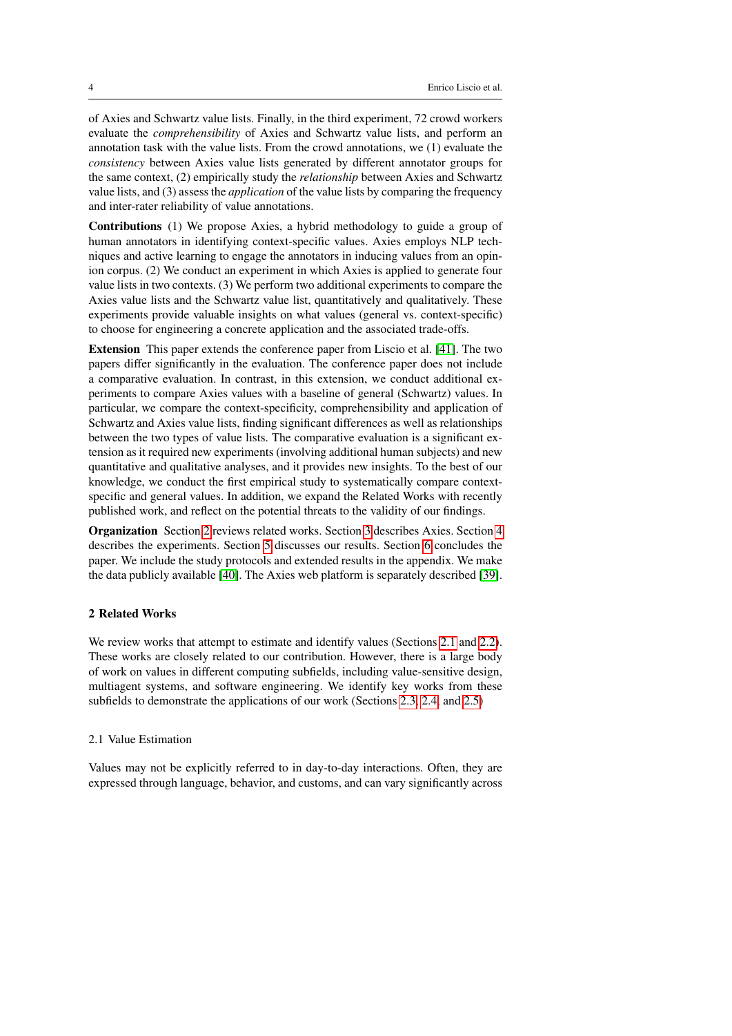of Axies and Schwartz value lists. Finally, in the third experiment, 72 crowd workers evaluate the *comprehensibility* of Axies and Schwartz value lists, and perform an annotation task with the value lists. From the crowd annotations, we (1) evaluate the *consistency* between Axies value lists generated by different annotator groups for the same context, (2) empirically study the *relationship* between Axies and Schwartz value lists, and (3) assess the *application* of the value lists by comparing the frequency and inter-rater reliability of value annotations.

**Contributions** (1) We propose Axies, a hybrid methodology to guide a group of human annotators in identifying context-specific values. Axies employs NLP techniques and active learning to engage the annotators in inducing values from an opinion corpus. (2) We conduct an experiment in which Axies is applied to generate four value lists in two contexts. (3) We perform two additional experiments to compare the Axies value lists and the Schwartz value list, quantitatively and qualitatively. These experiments provide valuable insights on what values (general vs. context-specific) to choose for engineering a concrete application and the associated trade-offs.

**Extension** This paper extends the conference paper from Liscio et al. [41]. The two papers differ significantly in the evaluation. The conference paper does not include a comparative evaluation. In contrast, in this extension, we conduct additional experiments to compare Axies values with a baseline of general (Schwartz) values. In particular, we compare the context-specificity, comprehensibility and application of Schwartz and Axies value lists, finding significant differences as well as relationships between the two types of value lists. The comparative evaluation is a significant extension as it required new experiments (involving additional human subjects) and new quantitative and qualitative analyses, and it provides new insights. To the best of our knowledge, we conduct the first empirical study to systematically compare context-specific and general values. In addition, we expand the Related Works with recently published work, and reflect on the potential threats to the validity of our findings.

**Organization** Section 2 reviews related works. Section 3 describes Axies. Section 4 describes the experiments. Section 5 discusses our results. Section 6 concludes the paper. We include the study protocols and extended results in the appendix. We make the data publicly available [40]. The Axies web platform is separately described [39].

## 2 Related Works

We review works that attempt to estimate and identify values (Sections 2.1 and 2.2). These works are closely related to our contribution. However, there is a large body of work on values in different computing subfields, including value-sensitive design, multiagent systems, and software engineering. We identify key works from these subfields to demonstrate the applications of our work (Sections 2.3, 2.4, and 2.5)

### 2.1 Value Estimation

Values may not be explicitly referred to in day-to-day interactions. Often, they are expressed through language, behavior, and customs, and can vary significantly across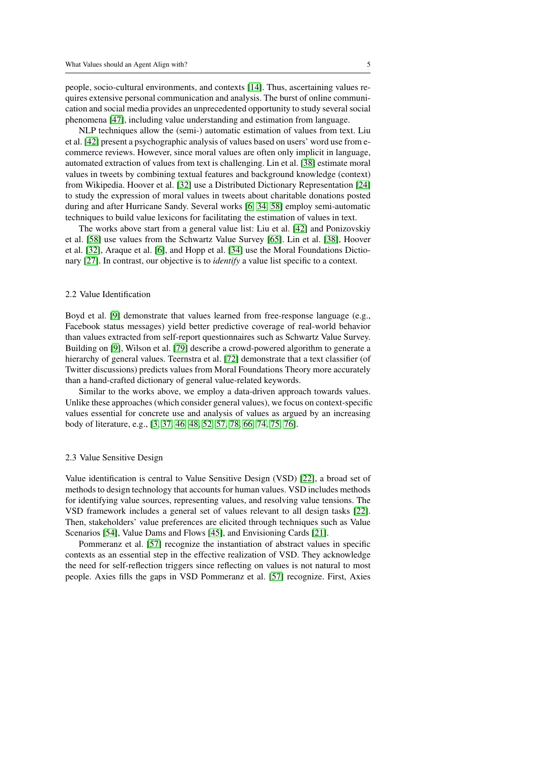people, socio-cultural environments, and contexts [14]. Thus, ascertaining values requires extensive personal communication and analysis. The burst of online communication and social media provides an unprecedented opportunity to study several social phenomena [47], including value understanding and estimation from language.

NLP techniques allow the (semi-) automatic estimation of values from text. Liu et al. [42] present a psychographic analysis of values based on users' word use from e-commerce reviews. However, since moral values are often only implicit in language, automated extraction of values from text is challenging. Lin et al. [38] estimate moral values in tweets by combining textual features and background knowledge (context) from Wikipedia. Hoover et al. [32] use a Distributed Dictionary Representation [24] to study the expression of moral values in tweets about charitable donations posted during and after Hurricane Sandy. Several works [6, 34, 58] employ semi-automatic techniques to build value lexicons for facilitating the estimation of values in text.

The works above start from a general value list: Liu et al. [42] and Ponizovskiy et al. [58] use values from the Schwartz Value Survey [65]. Lin et al. [38], Hoover et al. [32], Araque et al. [6], and Hopp et al. [34] use the Moral Foundations Dictionary [27]. In contrast, our objective is to *identify* a value list specific to a context.

### 2.2 Value Identification

Boyd et al. [9] demonstrate that values learned from free-response language (e.g., Facebook status messages) yield better predictive coverage of real-world behavior than values extracted from self-report questionnaires such as Schwartz Value Survey. Building on [9], Wilson et al. [79] describe a crowd-powered algorithm to generate a hierarchy of general values. Teernstra et al. [72] demonstrate that a text classifier (of Twitter discussions) predicts values from Moral Foundations Theory more accurately than a hand-crafted dictionary of general value-related keywords.

Similar to the works above, we employ a data-driven approach towards values. Unlike these approaches (which consider general values), we focus on context-specific values essential for concrete use and analysis of values as argued by an increasing body of literature, e.g., [3, 37, 46, 48, 52, 57, 78, 66, 74, 75, 76].

### 2.3 Value Sensitive Design

Value identification is central to Value Sensitive Design (VSD) [22], a broad set of methods to design technology that accounts for human values. VSD includes methods for identifying value sources, representing values, and resolving value tensions. The VSD framework includes a general set of values relevant to all design tasks [22]. Then, stakeholders' value preferences are elicited through techniques such as Value Scenarios [54], Value Dams and Flows [45], and Envisioning Cards [21].

Pommeranz et al. [57] recognize the instantiation of abstract values in specific contexts as an essential step in the effective realization of VSD. They acknowledge the need for self-reflection triggers since reflecting on values is not natural to most people. Axies fills the gaps in VSD Pommeranz et al. [57] recognize. First, Axies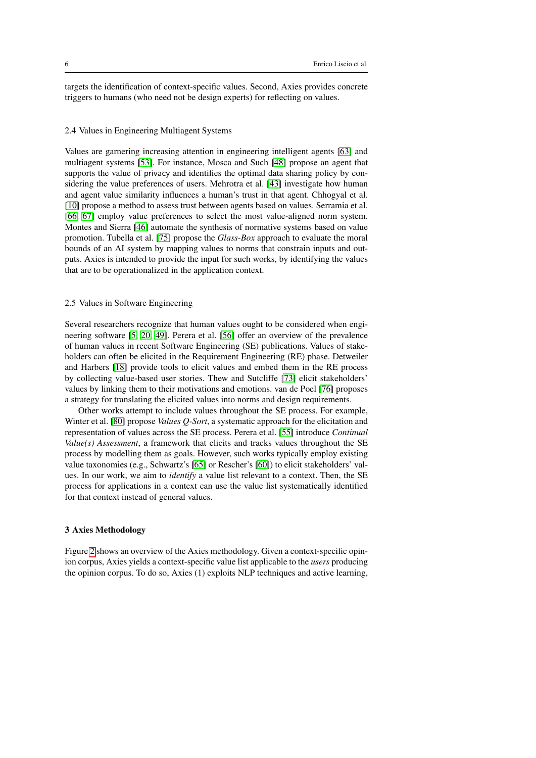targets the identification of context-specific values. Second, Axies provides concrete triggers to humans (who need not be design experts) for reflecting on values.

### 2.4 Values in Engineering Multiagent Systems

Values are garnering increasing attention in engineering intelligent agents [63] and multiagent systems [53]. For instance, Mosca and Such [48] propose an agent that supports the value of privacy and identifies the optimal data sharing policy by considering the value preferences of users. Mehrotra et al. [43] investigate how human and agent value similarity influences a human's trust in that agent. Chhogyal et al. [10] propose a method to assess trust between agents based on values. Serramia et al. [66, 67] employ value preferences to select the most value-aligned norm system. Montes and Sierra [46] automate the synthesis of normative systems based on value promotion. Tubella et al. [75] propose the *Glass-Box* approach to evaluate the moral bounds of an AI system by mapping values to norms that constrain inputs and outputs. Axies is intended to provide the input for such works, by identifying the values that are to be operationalized in the application context.

### 2.5 Values in Software Engineering

Several researchers recognize that human values ought to be considered when engineering software [5, 20, 49]. Perera et al. [56] offer an overview of the prevalence of human values in recent Software Engineering (SE) publications. Values of stakeholders can often be elicited in the Requirement Engineering (RE) phase. Detweiler and Harbers [18] provide tools to elicit values and embed them in the RE process by collecting value-based user stories. Thew and Sutcliffe [73] elicit stakeholders' values by linking them to their motivations and emotions. van de Poel [76] proposes a strategy for translating the elicited values into norms and design requirements.

Other works attempt to include values throughout the SE process. For example, Winter et al. [80] propose *Values Q-Sort*, a systematic approach for the elicitation and representation of values across the SE process. Perera et al. [55] introduce *Continual Value(s) Assessment*, a framework that elicits and tracks values throughout the SE process by modelling them as goals. However, such works typically employ existing value taxonomies (e.g., Schwartz's [65] or Rescher's [60]) to elicit stakeholders' values. In our work, we aim to *identify* a value list relevant to a context. Then, the SE process for applications in a context can use the value list systematically identified for that context instead of general values.

## 3 Axies Methodology

Figure 2 shows an overview of the Axies methodology. Given a context-specific opinion corpus, Axies yields a context-specific value list applicable to the *users* producing the opinion corpus. To do so, Axies (1) exploits NLP techniques and active learning,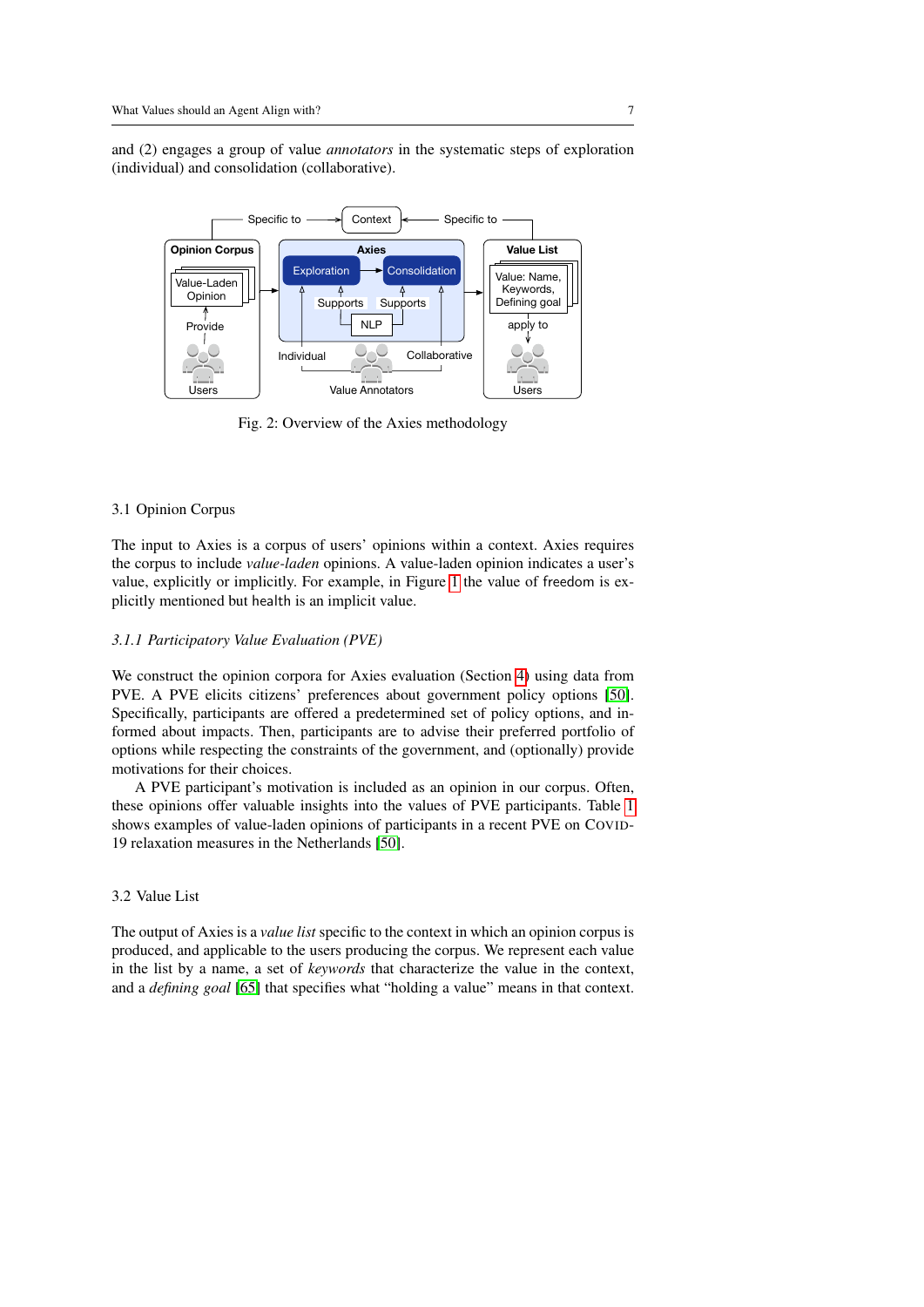and (2) engages a group of value *annotators* in the systematic steps of exploration (individual) and consolidation (collaborative).

Fig. 2: Overview of the Axies methodology

## 3.1 Opinion Corpus

The input to Axies is a corpus of users' opinions within a context. Axies requires the corpus to include *value-laden* opinions. A value-laden opinion indicates a user's value, explicitly or implicitly. For example, in Figure 1 the value of freedom is explicitly mentioned but health is an implicit value.

### 3.1.1 Participatory Value Evaluation (PVE)

We construct the opinion corpora for Axies evaluation (Section 4) using data from PVE. A PVE elicits citizens' preferences about government policy options [50]. Specifically, participants are offered a predetermined set of policy options, and informed about impacts. Then, participants are to advise their preferred portfolio of options while respecting the constraints of the government, and (optionally) provide motivations for their choices.

A PVE participant's motivation is included as an opinion in our corpus. Often, these opinions offer valuable insights into the values of PVE participants. Table 1 shows examples of value-laden opinions of participants in a recent PVE on COVID-19 relaxation measures in the Netherlands [50].

## 3.2 Value List

The output of Axies is a *value list* specific to the context in which an opinion corpus is produced, and applicable to the users producing the corpus. We represent each value in the list by a name, a set of *keywords* that characterize the value in the context, and a *defining goal* [65] that specifies what "holding a value" means in that context.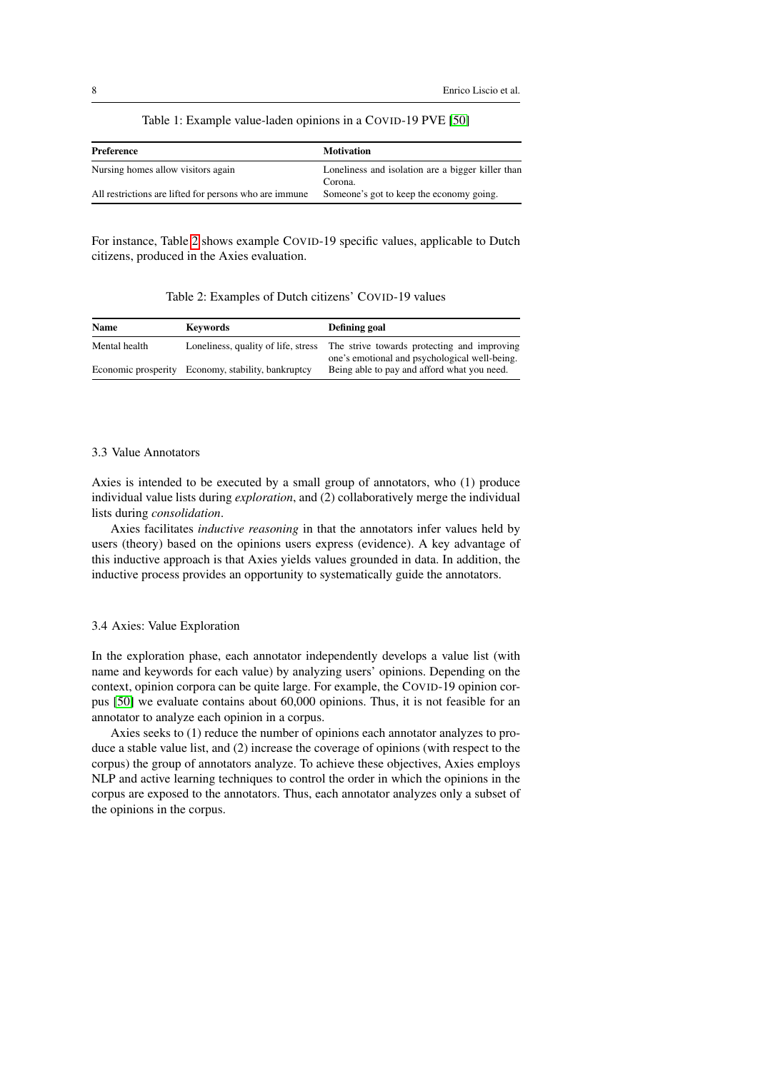Table 1: Example value-laden opinions in a COVID-19 PVE [50]

| Preference | Motivation |
| --- | --- |
| Nursing homes allow visitors again | Loneliness and isolation are a bigger killer than Corona. |
| All restrictions are lifted for persons who are immune | Someone's got to keep the economy going. |

For instance, Table 2 shows example COVID-19 specific values, applicable to Dutch citizens, produced in the Axies evaluation.

Table 2: Examples of Dutch citizens' COVID-19 values

| Name | Keywords | Defining goal |
| --- | --- | --- |
| Mental health | Loneliness, quality of life, stress | The strive towards protecting and improving one's emotional and psychological well-being. |
| Economic prosperity | Economy, stability, bankruptcy | Being able to pay and afford what you need. |

### 3.3 Value Annotators

Axies is intended to be executed by a small group of annotators, who (1) produce individual value lists during *exploration*, and (2) collaboratively merge the individual lists during *consolidation*.

Axies facilitates *inductive reasoning* in that the annotators infer values held by users (theory) based on the opinions users express (evidence). A key advantage of this inductive approach is that Axies yields values grounded in data. In addition, the inductive process provides an opportunity to systematically guide the annotators.

### 3.4 Axies: Value Exploration

In the exploration phase, each annotator independently develops a value list (with name and keywords for each value) by analyzing users' opinions. Depending on the context, opinion corpora can be quite large. For example, the COVID-19 opinion corpus [50] we evaluate contains about 60,000 opinions. Thus, it is not feasible for an annotator to analyze each opinion in a corpus.

Axies seeks to (1) reduce the number of opinions each annotator analyzes to produce a stable value list, and (2) increase the coverage of opinions (with respect to the corpus) the group of annotators analyze. To achieve these objectives, Axies employs NLP and active learning techniques to control the order in which the opinions in the corpus are exposed to the annotators. Thus, each annotator analyzes only a subset of the opinions in the corpus.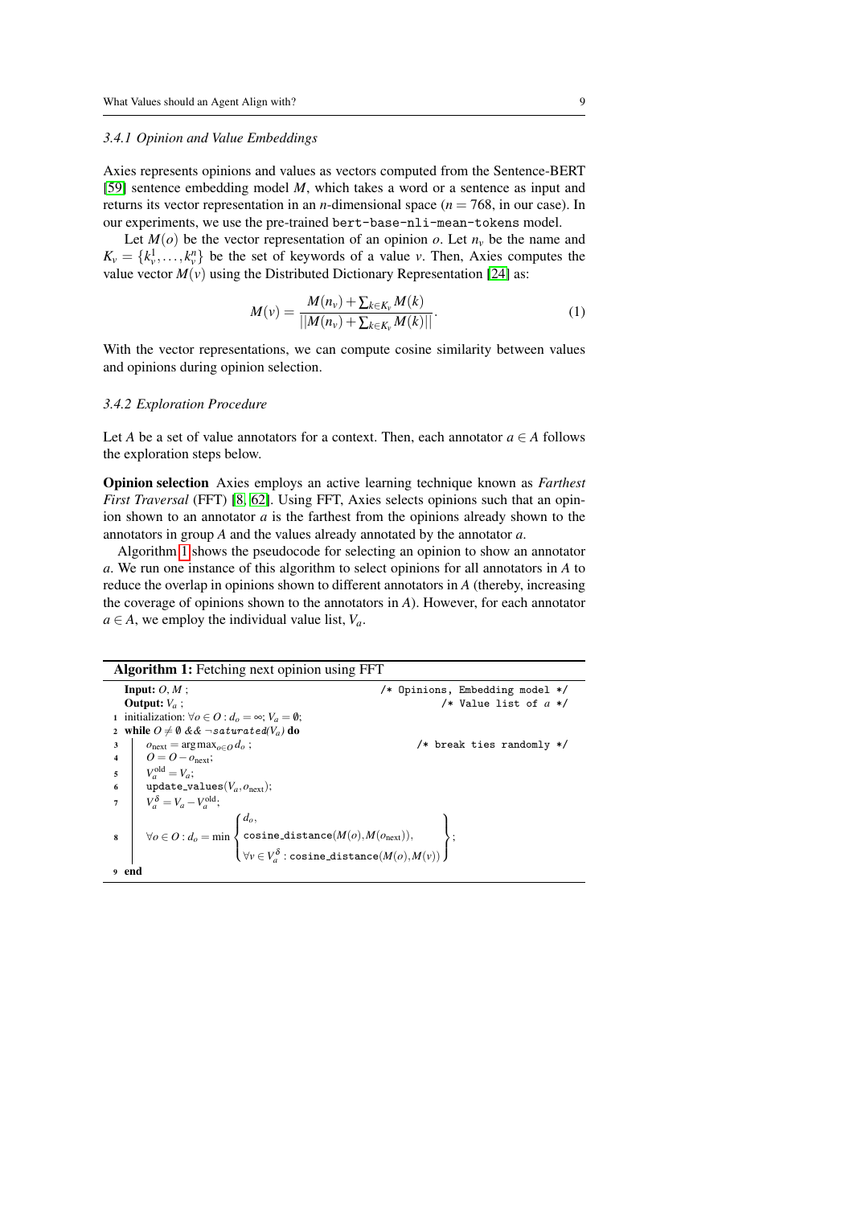### 3.4.1 Opinion and Value Embeddings

Axies represents opinions and values as vectors computed from the Sentence-BERT [59] sentence embedding model $M$, which takes a word or a sentence as input and returns its vector representation in an $n$-dimensional space ($n = 768$, in our case). In our experiments, we use the pre-trained `bert-base-nli-mean-tokens` model.

Let $M(o)$ be the vector representation of an opinion $o$. Let $n_v$ be the name and $K_v = \{k_v^1, \ldots, k_v^n\}$ be the set of keywords of a value $v$. Then, Axies computes the value vector $M(v)$ using the Distributed Dictionary Representation [24] as:

$$M(v) = \frac{M(n_v) + \sum_{k \in K_v} M(k)}{||M(n_v) + \sum_{k \in K_v} M(k)||}. \tag{1}$$

With the vector representations, we can compute cosine similarity between values and opinions during opinion selection.

### 3.4.2 Exploration Procedure

Let $A$ be a set of value annotators for a context. Then, each annotator $a \in A$ follows the exploration steps below.

**Opinion selection** Axies employs an active learning technique known as *Farthest First Traversal* (FFT) [8, 62]. Using FFT, Axies selects opinions such that an opinion shown to an annotator $a$ is the farthest from the opinions already shown to the annotators in group $A$ and the values already annotated by the annotator $a$.

Algorithm 1 shows the pseudocode for selecting an opinion to show an annotator $a$. We run one instance of this algorithm to select opinions for all annotators in $A$ to reduce the overlap in opinions shown to different annotators in $A$ (thereby, increasing the coverage of opinions shown to the annotators in $A$). However, for each annotator $a \in A$, we employ the individual value list, $V_a$.

**Algorithm 1:** Fetching next opinion using FFT

**Input:** $O, M$ ; /* Opinions, Embedding model */
**Output:** $V_a$ ; /* Value list of $a$ */

1. initialization: $\forall o \in O : d_o = \infty$; $V_a = \emptyset$;
2. **while** $O \neq \emptyset$ && $\neg$*saturated*($V_a$) **do**
3. $\quad o_{\text{next}} = \arg\max_{o \in O} d_o$ ; /* break ties randomly */
4. $\quad O = O - o_{\text{next}}$;
5. $\quad V_a^{\text{old}} = V_a$;
6. $\quad$ `update_values`($V_a, o_{\text{next}}$);
7. $\quad V_a^{\delta} = V_a - V_a^{\text{old}}$;
8. $\quad \forall o \in O : d_o = \min \begin{cases} d_o, \\ \texttt{cosine\_distance}(M(o), M(o_{\text{next}})), \\ \forall v \in V_a^{\delta} : \texttt{cosine\_distance}(M(o), M(v)) \end{cases}$;
9. **end**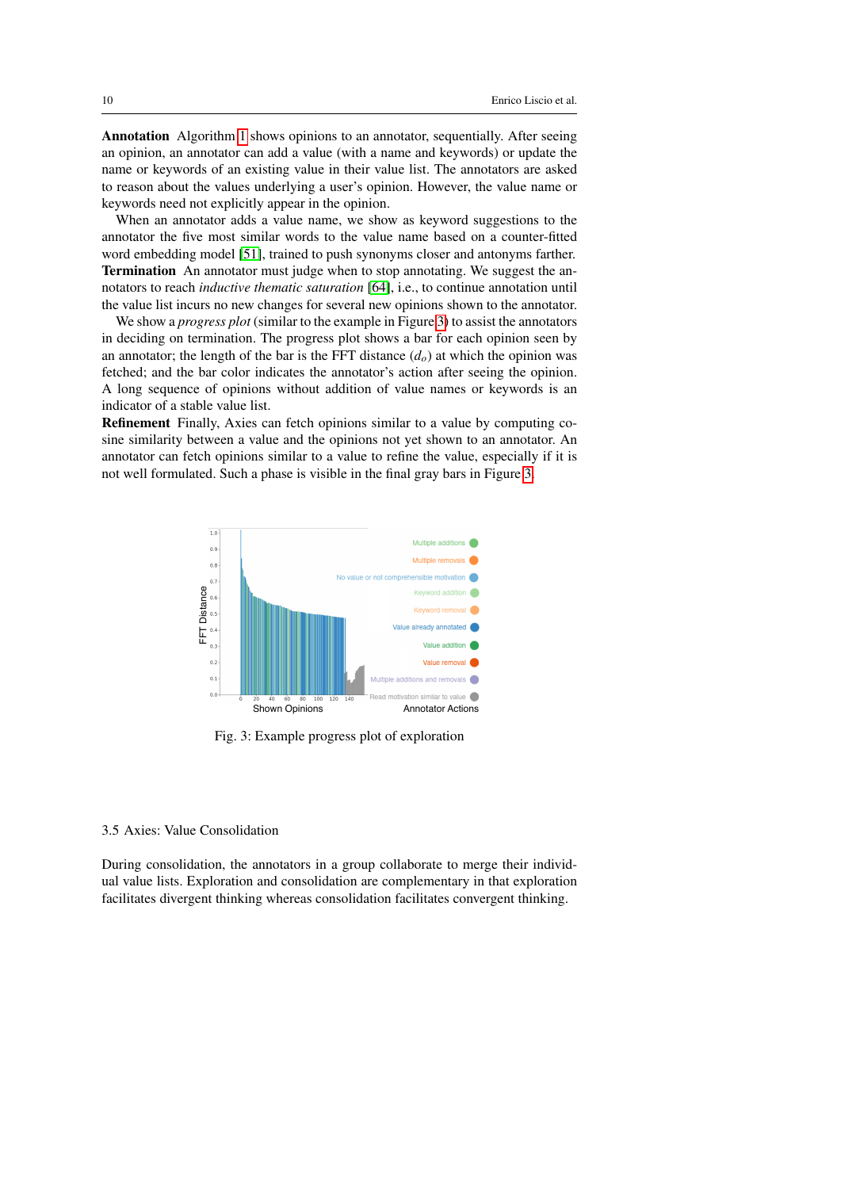**Annotation** Algorithm 1 shows opinions to an annotator, sequentially. After seeing an opinion, an annotator can add a value (with a name and keywords) or update the name or keywords of an existing value in their value list. The annotators are asked to reason about the values underlying a user's opinion. However, the value name or keywords need not explicitly appear in the opinion.

When an annotator adds a value name, we show as keyword suggestions to the annotator the five most similar words to the value name based on a counter-fitted word embedding model [51], trained to push synonyms closer and antonyms farther.

**Termination** An annotator must judge when to stop annotating. We suggest the annotators to reach *inductive thematic saturation* [64], i.e., to continue annotation until the value list incurs no new changes for several new opinions shown to the annotator.

We show a *progress plot* (similar to the example in Figure 3) to assist the annotators in deciding on termination. The progress plot shows a bar for each opinion seen by an annotator; the length of the bar is the FFT distance ($d_o$) at which the opinion was fetched; and the bar color indicates the annotator's action after seeing the opinion. A long sequence of opinions without addition of value names or keywords is an indicator of a stable value list.

**Refinement** Finally, Axies can fetch opinions similar to a value by computing cosine similarity between a value and the opinions not yet shown to an annotator. An annotator can fetch opinions similar to a value to refine the value, especially if it is not well formulated. Such a phase is visible in the final gray bars in Figure 3.

Fig. 3: Example progress plot of exploration

### 3.5 Axies: Value Consolidation

During consolidation, the annotators in a group collaborate to merge their individual value lists. Exploration and consolidation are complementary in that exploration facilitates divergent thinking whereas consolidation facilitates convergent thinking.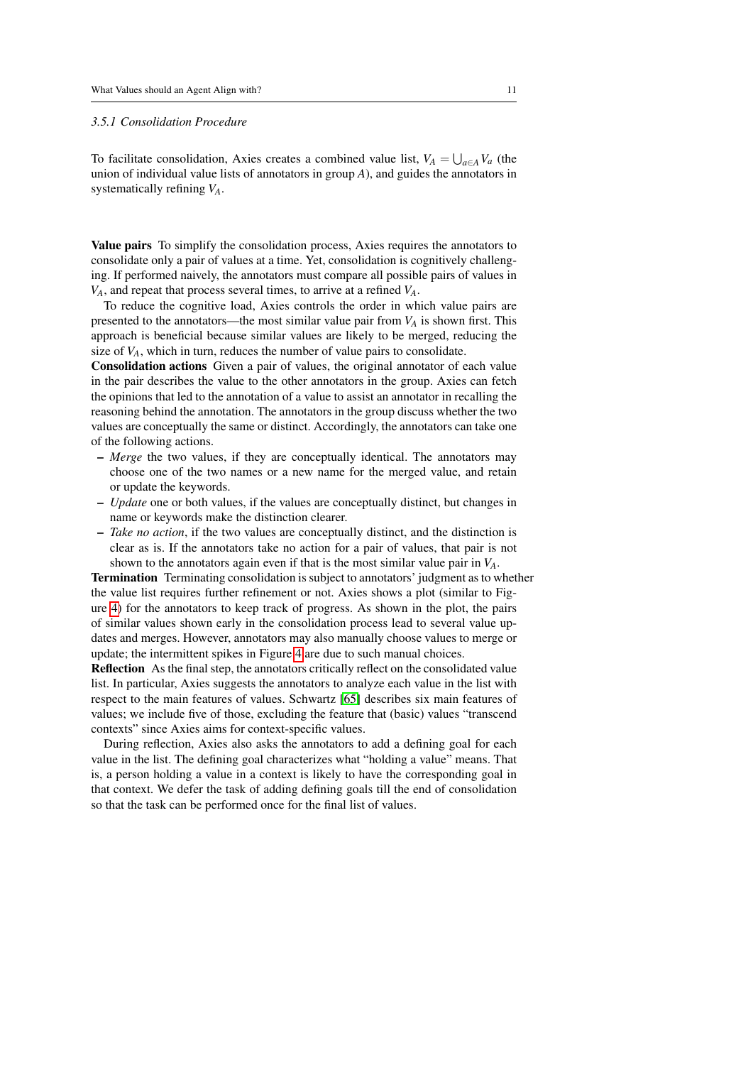### 3.5.1 Consolidation Procedure

To facilitate consolidation, Axies creates a combined value list, $V_A = \bigcup_{a \in A} V_a$ (the union of individual value lists of annotators in group $A$), and guides the annotators in systematically refining $V_A$.

**Value pairs** To simplify the consolidation process, Axies requires the annotators to consolidate only a pair of values at a time. Yet, consolidation is cognitively challenging. If performed naively, the annotators must compare all possible pairs of values in $V_A$, and repeat that process several times, to arrive at a refined $V_A$.

To reduce the cognitive load, Axies controls the order in which value pairs are presented to the annotators—the most similar value pair from $V_A$ is shown first. This approach is beneficial because similar values are likely to be merged, reducing the size of $V_A$, which in turn, reduces the number of value pairs to consolidate.

**Consolidation actions** Given a pair of values, the original annotator of each value in the pair describes the value to the other annotators in the group. Axies can fetch the opinions that led to the annotation of a value to assist an annotator in recalling the reasoning behind the annotation. The annotators in the group discuss whether the two values are conceptually the same or distinct. Accordingly, the annotators can take one of the following actions.

- *Merge* the two values, if they are conceptually identical. The annotators may choose one of the two names or a new name for the merged value, and retain or update the keywords.
- *Update* one or both values, if the values are conceptually distinct, but changes in name or keywords make the distinction clearer.
- *Take no action*, if the two values are conceptually distinct, and the distinction is clear as is. If the annotators take no action for a pair of values, that pair is not shown to the annotators again even if that is the most similar value pair in $V_A$.

**Termination** Terminating consolidation is subject to annotators' judgment as to whether the value list requires further refinement or not. Axies shows a plot (similar to Figure 4) for the annotators to keep track of progress. As shown in the plot, the pairs of similar values shown early in the consolidation process lead to several value updates and merges. However, annotators may also manually choose values to merge or update; the intermittent spikes in Figure 4 are due to such manual choices.

**Reflection** As the final step, the annotators critically reflect on the consolidated value list. In particular, Axies suggests the annotators to analyze each value in the list with respect to the main features of values. Schwartz [65] describes six main features of values; we include five of those, excluding the feature that (basic) values "transcend contexts" since Axies aims for context-specific values.

During reflection, Axies also asks the annotators to add a defining goal for each value in the list. The defining goal characterizes what "holding a value" means. That is, a person holding a value in a context is likely to have the corresponding goal in that context. We defer the task of adding defining goals till the end of consolidation so that the task can be performed once for the final list of values.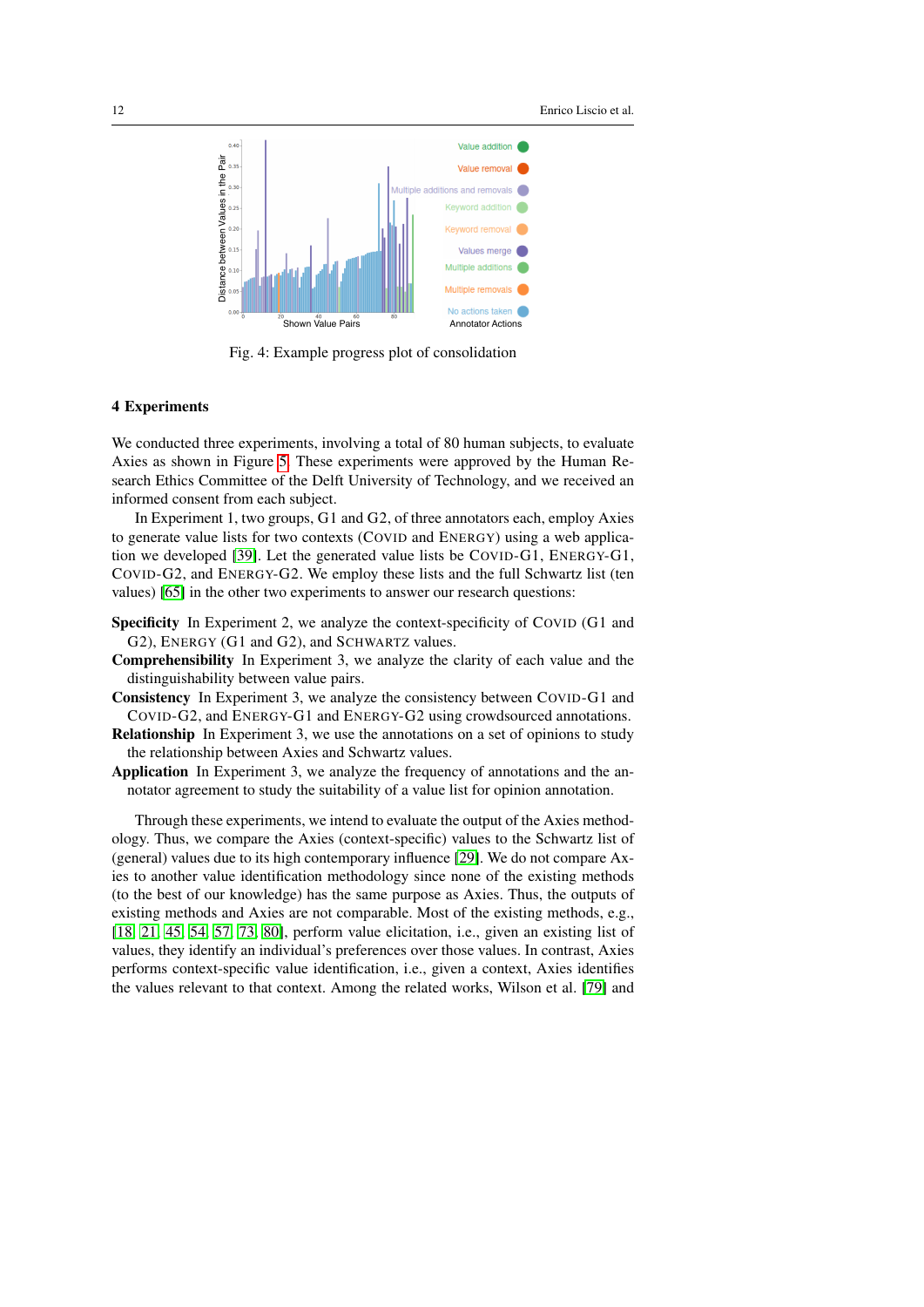Fig. 4: Example progress plot of consolidation

## 4 Experiments

We conducted three experiments, involving a total of 80 human subjects, to evaluate Axies as shown in Figure 5. These experiments were approved by the Human Research Ethics Committee of the Delft University of Technology, and we received an informed consent from each subject.

In Experiment 1, two groups, G1 and G2, of three annotators each, employ Axies to generate value lists for two contexts (COVID and ENERGY) using a web application we developed [39]. Let the generated value lists be COVID-G1, ENERGY-G1, COVID-G2, and ENERGY-G2. We employ these lists and the full Schwartz list (ten values) [65] in the other two experiments to answer our research questions:

**Specificity** In Experiment 2, we analyze the context-specificity of COVID (G1 and G2), ENERGY (G1 and G2), and SCHWARTZ values.

**Comprehensibility** In Experiment 3, we analyze the clarity of each value and the distinguishability between value pairs.

**Consistency** In Experiment 3, we analyze the consistency between COVID-G1 and COVID-G2, and ENERGY-G1 and ENERGY-G2 using crowdsourced annotations.

**Relationship** In Experiment 3, we use the annotations on a set of opinions to study the relationship between Axies and Schwartz values.

**Application** In Experiment 3, we analyze the frequency of annotations and the annotator agreement to study the suitability of a value list for opinion annotation.

Through these experiments, we intend to evaluate the output of the Axies methodology. Thus, we compare the Axies (context-specific) values to the Schwartz list of (general) values due to its high contemporary influence [29]. We do not compare Axies to another value identification methodology since none of the existing methods (to the best of our knowledge) has the same purpose as Axies. Thus, the outputs of existing methods and Axies are not comparable. Most of the existing methods, e.g., [18, 21, 45, 54, 57, 73, 80], perform value elicitation, i.e., given an existing list of values, they identify an individual's preferences over those values. In contrast, Axies performs context-specific value identification, i.e., given a context, Axies identifies the values relevant to that context. Among the related works, Wilson et al. [79] and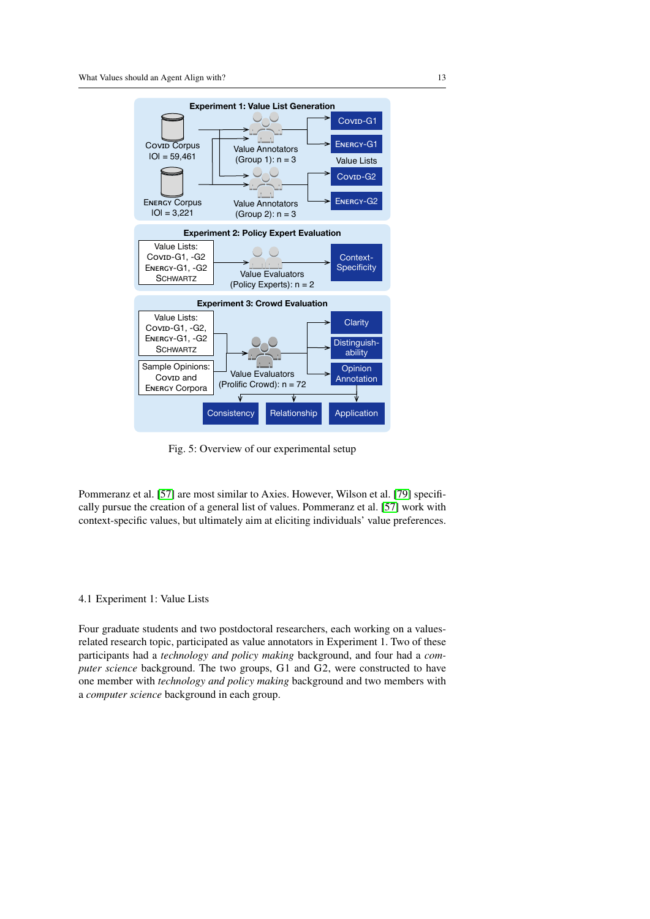Fig. 5: Overview of our experimental setup

Pommeranz et al. [57] are most similar to Axies. However, Wilson et al. [79] specifically pursue the creation of a general list of values. Pommeranz et al. [57] work with context-specific values, but ultimately aim at eliciting individuals' value preferences.

### 4.1 Experiment 1: Value Lists

Four graduate students and two postdoctoral researchers, each working on a values-related research topic, participated as value annotators in Experiment 1. Two of these participants had a *technology and policy making* background, and four had a *computer science* background. The two groups, G1 and G2, were constructed to have one member with *technology and policy making* background and two members with a *computer science* background in each group.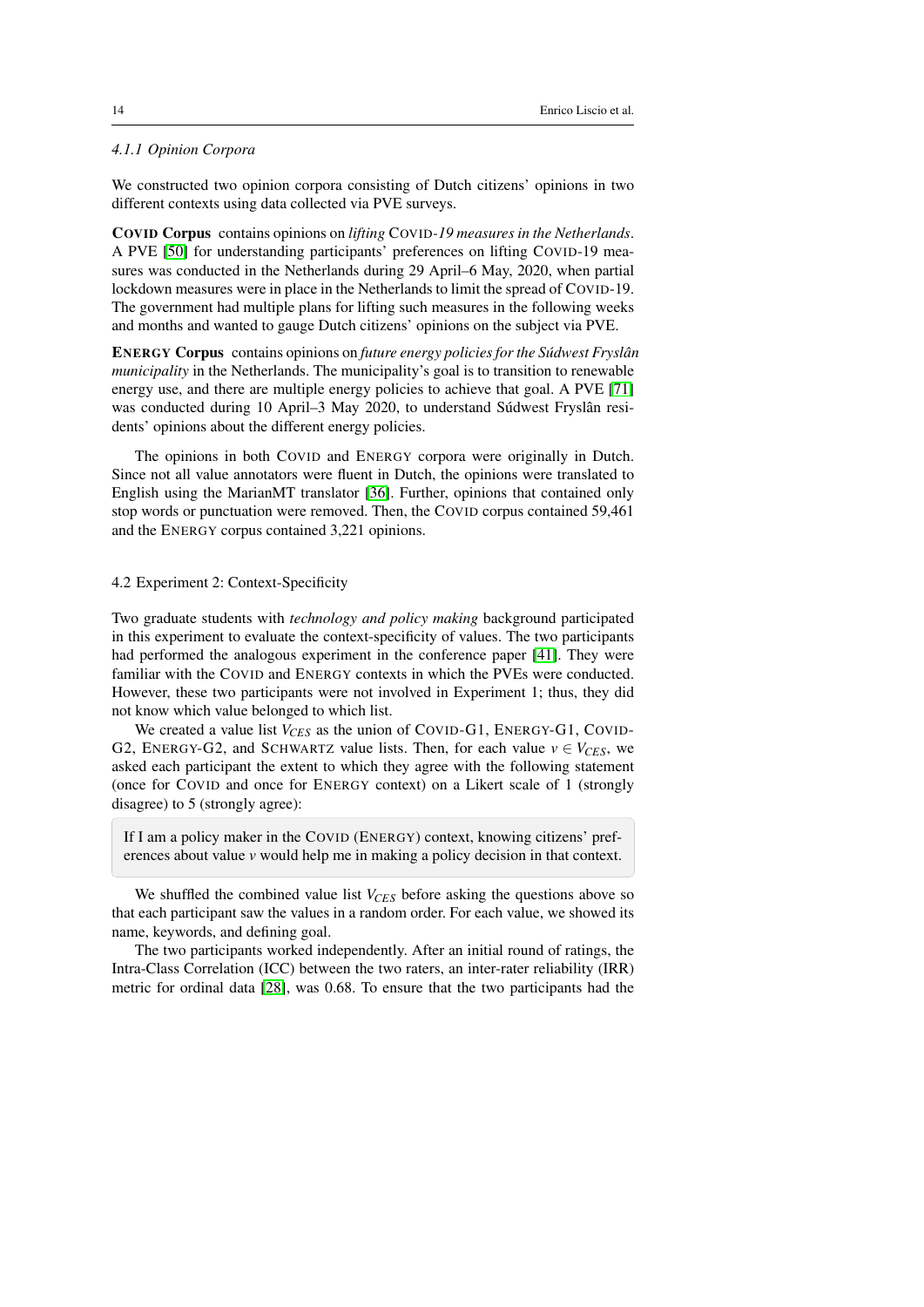#### 4.1.1 Opinion Corpora

We constructed two opinion corpora consisting of Dutch citizens' opinions in two different contexts using data collected via PVE surveys.

**COVID Corpus** contains opinions on *lifting COVID-19 measures in the Netherlands*. A PVE [50] for understanding participants' preferences on lifting COVID-19 measures was conducted in the Netherlands during 29 April–6 May, 2020, when partial lockdown measures were in place in the Netherlands to limit the spread of COVID-19. The government had multiple plans for lifting such measures in the following weeks and months and wanted to gauge Dutch citizens' opinions on the subject via PVE.

**ENERGY Corpus** contains opinions on *future energy policies for the Súdwest Fryslân municipality* in the Netherlands. The municipality's goal is to transition to renewable energy use, and there are multiple energy policies to achieve that goal. A PVE [71] was conducted during 10 April–3 May 2020, to understand Súdwest Fryslân residents' opinions about the different energy policies.

The opinions in both COVID and ENERGY corpora were originally in Dutch. Since not all value annotators were fluent in Dutch, the opinions were translated to English using the MarianMT translator [36]. Further, opinions that contained only stop words or punctuation were removed. Then, the COVID corpus contained 59,461 and the ENERGY corpus contained 3,221 opinions.

### 4.2 Experiment 2: Context-Specificity

Two graduate students with *technology and policy making* background participated in this experiment to evaluate the context-specificity of values. The two participants had performed the analogous experiment in the conference paper [41]. They were familiar with the COVID and ENERGY contexts in which the PVEs were conducted. However, these two participants were not involved in Experiment 1; thus, they did not know which value belonged to which list.

We created a value list $V_{CES}$ as the union of COVID-G1, ENERGY-G1, COVID-G2, ENERGY-G2, and SCHWARTZ value lists. Then, for each value $v \in V_{CES}$, we asked each participant the extent to which they agree with the following statement (once for COVID and once for ENERGY context) on a Likert scale of 1 (strongly disagree) to 5 (strongly agree):

> If I am a policy maker in the COVID (ENERGY) context, knowing citizens' preferences about value $v$ would help me in making a policy decision in that context.

We shuffled the combined value list $V_{CES}$ before asking the questions above so that each participant saw the values in a random order. For each value, we showed its name, keywords, and defining goal.

The two participants worked independently. After an initial round of ratings, the Intra-Class Correlation (ICC) between the two raters, an inter-rater reliability (IRR) metric for ordinal data [28], was 0.68. To ensure that the two participants had the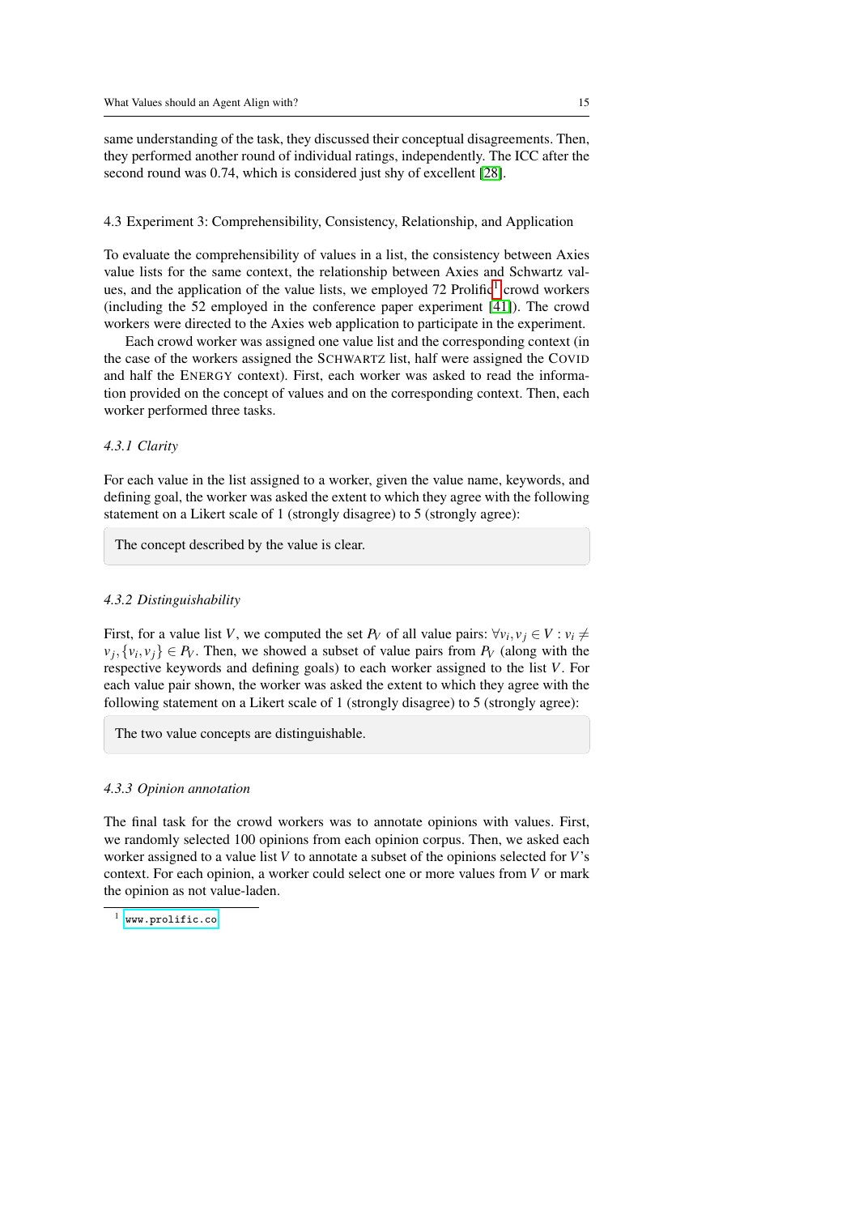same understanding of the task, they discussed their conceptual disagreements. Then, they performed another round of individual ratings, independently. The ICC after the second round was 0.74, which is considered just shy of excellent [28].

### 4.3 Experiment 3: Comprehensibility, Consistency, Relationship, and Application

To evaluate the comprehensibility of values in a list, the consistency between Axies value lists for the same context, the relationship between Axies and Schwartz values, and the application of the value lists, we employed 72 Prolific[1] crowd workers (including the 52 employed in the conference paper experiment [41]). The crowd workers were directed to the Axies web application to participate in the experiment.

Each crowd worker was assigned one value list and the corresponding context (in the case of the workers assigned the SCHWARTZ list, half were assigned the COVID and half the ENERGY context). First, each worker was asked to read the information provided on the concept of values and on the corresponding context. Then, each worker performed three tasks.

#### *4.3.1 Clarity*

For each value in the list assigned to a worker, given the value name, keywords, and defining goal, the worker was asked the extent to which they agree with the following statement on a Likert scale of 1 (strongly disagree) to 5 (strongly agree):

> The concept described by the value is clear.

#### *4.3.2 Distinguishability*

First, for a value list $V$, we computed the set $P_V$ of all value pairs: $\forall v_i, v_j \in V : v_i \neq v_j, \{v_i, v_j\} \in P_V$. Then, we showed a subset of value pairs from $P_V$ (along with the respective keywords and defining goals) to each worker assigned to the list $V$. For each value pair shown, the worker was asked the extent to which they agree with the following statement on a Likert scale of 1 (strongly disagree) to 5 (strongly agree):

> The two value concepts are distinguishable.

#### *4.3.3 Opinion annotation*

The final task for the crowd workers was to annotate opinions with values. First, we randomly selected 100 opinions from each opinion corpus. Then, we asked each worker assigned to a value list $V$ to annotate a subset of the opinions selected for $V$'s context. For each opinion, a worker could select one or more values from $V$ or mark the opinion as not value-laden.

[1] www.prolific.co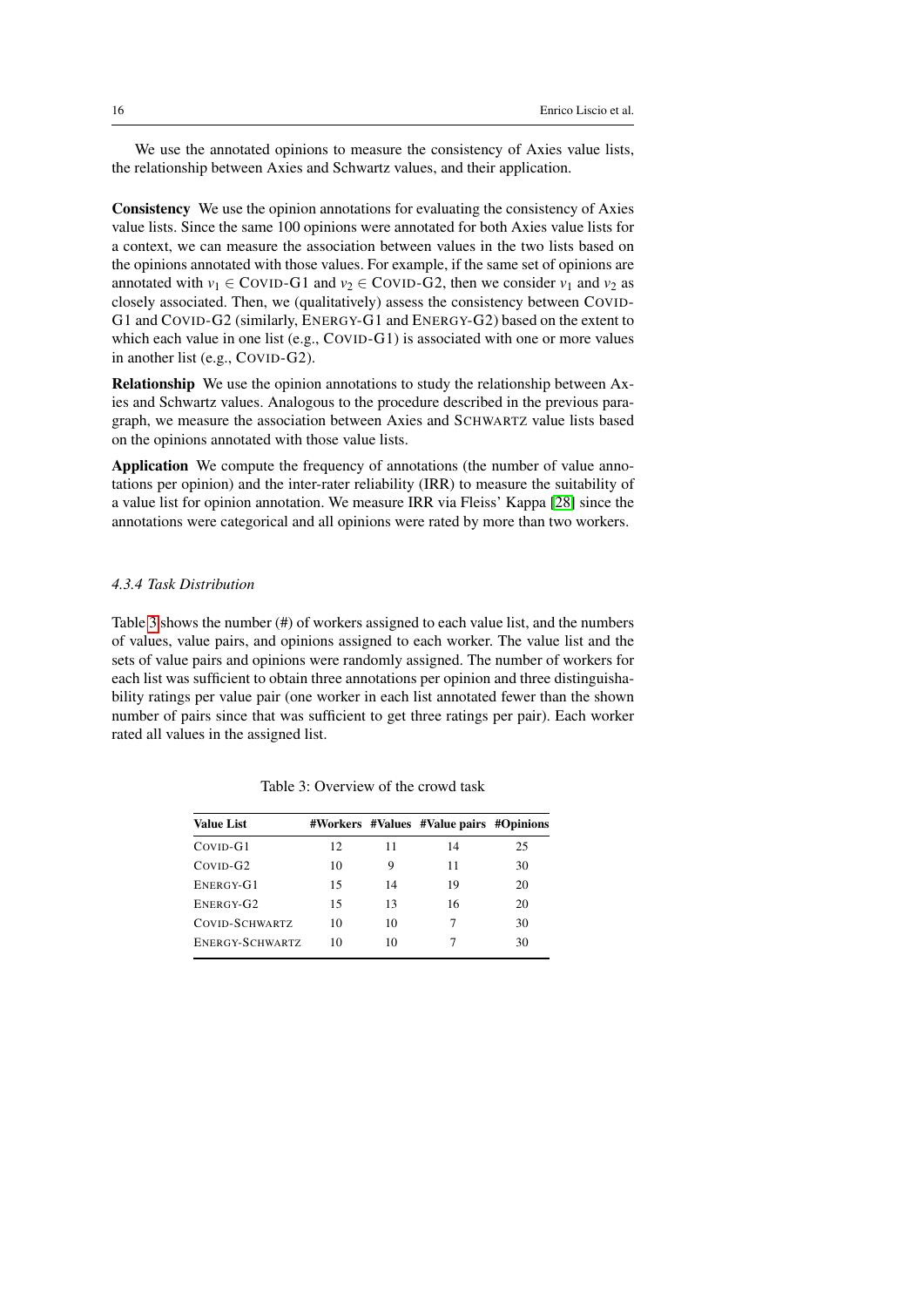We use the annotated opinions to measure the consistency of Axies value lists, the relationship between Axies and Schwartz values, and their application.

**Consistency** We use the opinion annotations for evaluating the consistency of Axies value lists. Since the same 100 opinions were annotated for both Axies value lists for a context, we can measure the association between values in the two lists based on the opinions annotated with those values. For example, if the same set of opinions are annotated with $v_1 \in$ COVID-G1 and $v_2 \in$ COVID-G2, then we consider $v_1$ and $v_2$ as closely associated. Then, we (qualitatively) assess the consistency between COVID-G1 and COVID-G2 (similarly, ENERGY-G1 and ENERGY-G2) based on the extent to which each value in one list (e.g., COVID-G1) is associated with one or more values in another list (e.g., COVID-G2).

**Relationship** We use the opinion annotations to study the relationship between Axies and Schwartz values. Analogous to the procedure described in the previous paragraph, we measure the association between Axies and SCHWARTZ value lists based on the opinions annotated with those value lists.

**Application** We compute the frequency of annotations (the number of value annotations per opinion) and the inter-rater reliability (IRR) to measure the suitability of a value list for opinion annotation. We measure IRR via Fleiss' Kappa [28] since the annotations were categorical and all opinions were rated by more than two workers.

#### *4.3.4 Task Distribution*

Table 3 shows the number (#) of workers assigned to each value list, and the numbers of values, value pairs, and opinions assigned to each worker. The value list and the sets of value pairs and opinions were randomly assigned. The number of workers for each list was sufficient to obtain three annotations per opinion and three distinguishability ratings per value pair (one worker in each list annotated fewer than the shown number of pairs since that was sufficient to get three ratings per pair). Each worker rated all values in the assigned list.

Table 3: Overview of the crowd task

| Value List | #Workers | #Values | #Value pairs | #Opinions |
|---|---|---|---|---|
| COVID-G1 | 12 | 11 | 14 | 25 |
| COVID-G2 | 10 | 9 | 11 | 30 |
| ENERGY-G1 | 15 | 14 | 19 | 20 |
| ENERGY-G2 | 15 | 13 | 16 | 20 |
| COVID-SCHWARTZ | 10 | 10 | 7 | 30 |
| ENERGY-SCHWARTZ | 10 | 10 | 7 | 30 |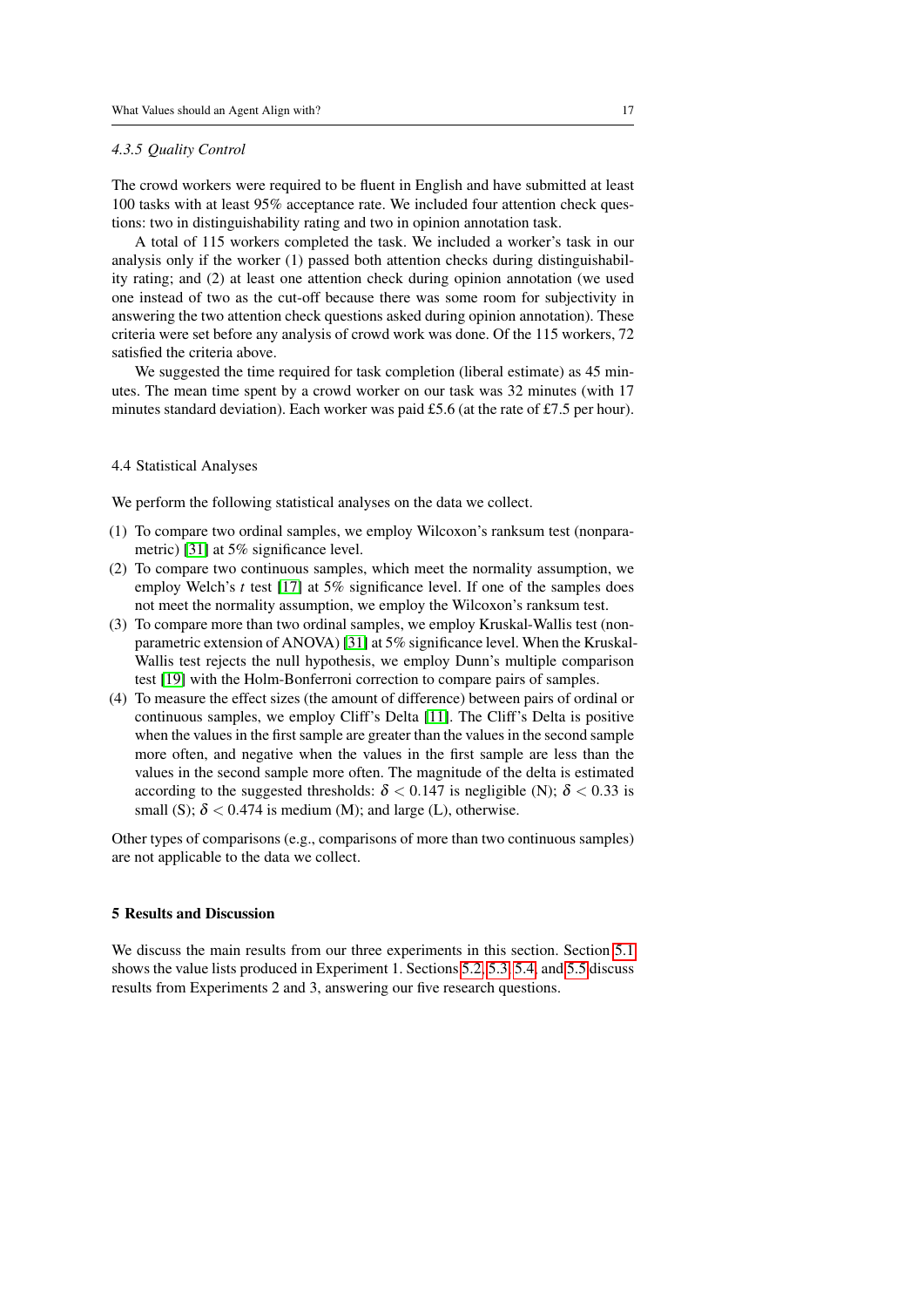#### 4.3.5 Quality Control

The crowd workers were required to be fluent in English and have submitted at least 100 tasks with at least 95% acceptance rate. We included four attention check questions: two in distinguishability rating and two in opinion annotation task.

A total of 115 workers completed the task. We included a worker's task in our analysis only if the worker (1) passed both attention checks during distinguishability rating; and (2) at least one attention check during opinion annotation (we used one instead of two as the cut-off because there was some room for subjectivity in answering the two attention check questions asked during opinion annotation). These criteria were set before any analysis of crowd work was done. Of the 115 workers, 72 satisfied the criteria above.

We suggested the time required for task completion (liberal estimate) as 45 minutes. The mean time spent by a crowd worker on our task was 32 minutes (with 17 minutes standard deviation). Each worker was paid £5.6 (at the rate of £7.5 per hour).

### 4.4 Statistical Analyses

We perform the following statistical analyses on the data we collect.

(1) To compare two ordinal samples, we employ Wilcoxon's ranksum test (nonparametric) [31] at 5% significance level.
(2) To compare two continuous samples, which meet the normality assumption, we employ Welch's $t$ test [17] at 5% significance level. If one of the samples does not meet the normality assumption, we employ the Wilcoxon's ranksum test.
(3) To compare more than two ordinal samples, we employ Kruskal-Wallis test (nonparametric extension of ANOVA) [31] at 5% significance level. When the Kruskal-Wallis test rejects the null hypothesis, we employ Dunn's multiple comparison test [19] with the Holm-Bonferroni correction to compare pairs of samples.
(4) To measure the effect sizes (the amount of difference) between pairs of ordinal or continuous samples, we employ Cliff's Delta [11]. The Cliff's Delta is positive when the values in the first sample are greater than the values in the second sample more often, and negative when the values in the first sample are less than the values in the second sample more often. The magnitude of the delta is estimated according to the suggested thresholds: $\delta < 0.147$ is negligible (N); $\delta < 0.33$ is small (S); $\delta < 0.474$ is medium (M); and large (L), otherwise.

Other types of comparisons (e.g., comparisons of more than two continuous samples) are not applicable to the data we collect.

## 5 Results and Discussion

We discuss the main results from our three experiments in this section. Section 5.1 shows the value lists produced in Experiment 1. Sections 5.2, 5.3, 5.4, and 5.5 discuss results from Experiments 2 and 3, answering our five research questions.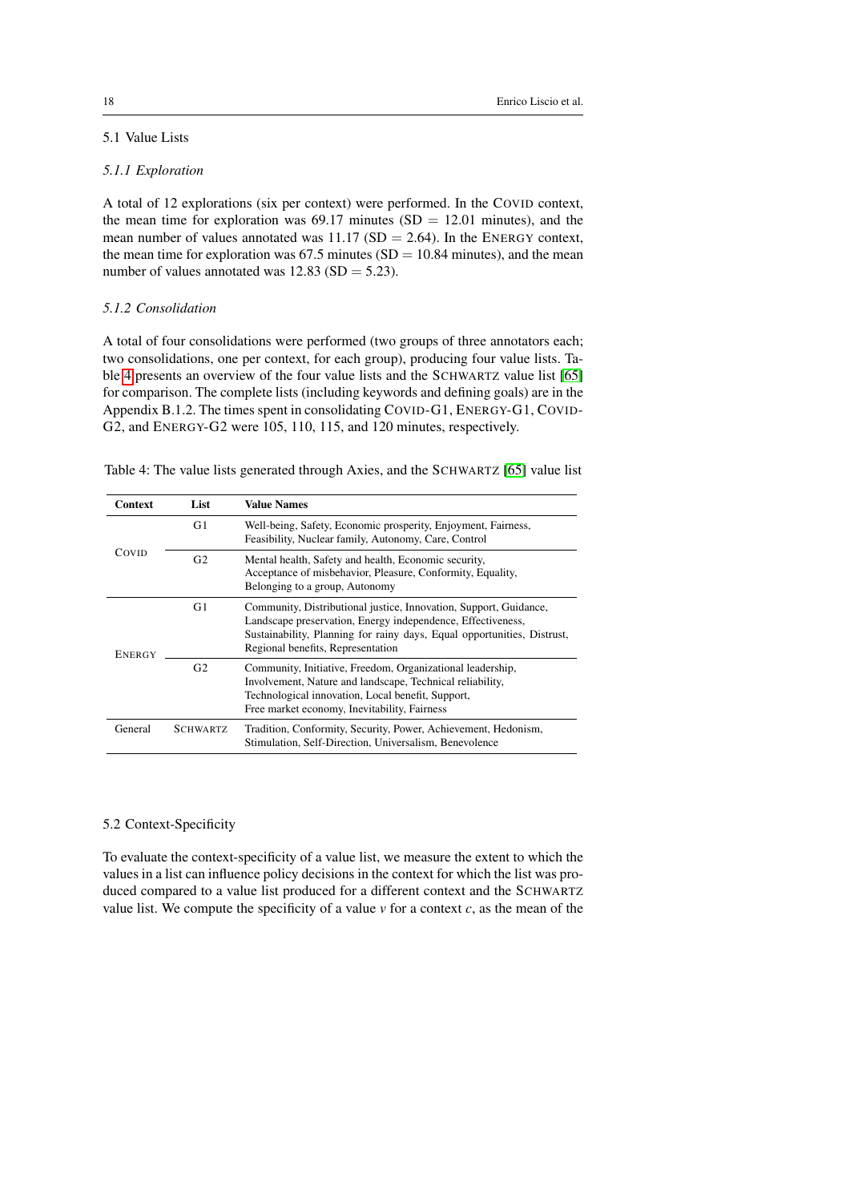## 5.1 Value Lists

### *5.1.1 Exploration*

A total of 12 explorations (six per context) were performed. In the COVID context, the mean time for exploration was 69.17 minutes (SD = 12.01 minutes), and the mean number of values annotated was 11.17 (SD = 2.64). In the ENERGY context, the mean time for exploration was 67.5 minutes (SD = 10.84 minutes), and the mean number of values annotated was 12.83 (SD = 5.23).

### *5.1.2 Consolidation*

A total of four consolidations were performed (two groups of three annotators each; two consolidations, one per context, for each group), producing four value lists. Table 4 presents an overview of the four value lists and the SCHWARTZ value list [65] for comparison. The complete lists (including keywords and defining goals) are in the Appendix B.1.2. The times spent in consolidating COVID-G1, ENERGY-G1, COVID-G2, and ENERGY-G2 were 105, 110, 115, and 120 minutes, respectively.

Table 4: The value lists generated through Axies, and the SCHWARTZ [65] value list

| Context | List | Value Names |
|---|---|---|
| COVID | G1 | Well-being, Safety, Economic prosperity, Enjoyment, Fairness, Feasibility, Nuclear family, Autonomy, Care, Control |
| | G2 | Mental health, Safety and health, Economic security, Acceptance of misbehavior, Pleasure, Conformity, Equality, Belonging to a group, Autonomy |
| ENERGY | G1 | Community, Distributional justice, Innovation, Support, Guidance, Landscape preservation, Energy independence, Effectiveness, Sustainability, Planning for rainy days, Equal opportunities, Distrust, Regional benefits, Representation |
| | G2 | Community, Initiative, Freedom, Organizational leadership, Involvement, Nature and landscape, Technical reliability, Technological innovation, Local benefit, Support, Free market economy, Inevitability, Fairness |
| General | SCHWARTZ | Tradition, Conformity, Security, Power, Achievement, Hedonism, Stimulation, Self-Direction, Universalism, Benevolence |

## 5.2 Context-Specificity

To evaluate the context-specificity of a value list, we measure the extent to which the values in a list can influence policy decisions in the context for which the list was produced compared to a value list produced for a different context and the SCHWARTZ value list. We compute the specificity of a value $v$ for a context $c$, as the mean of the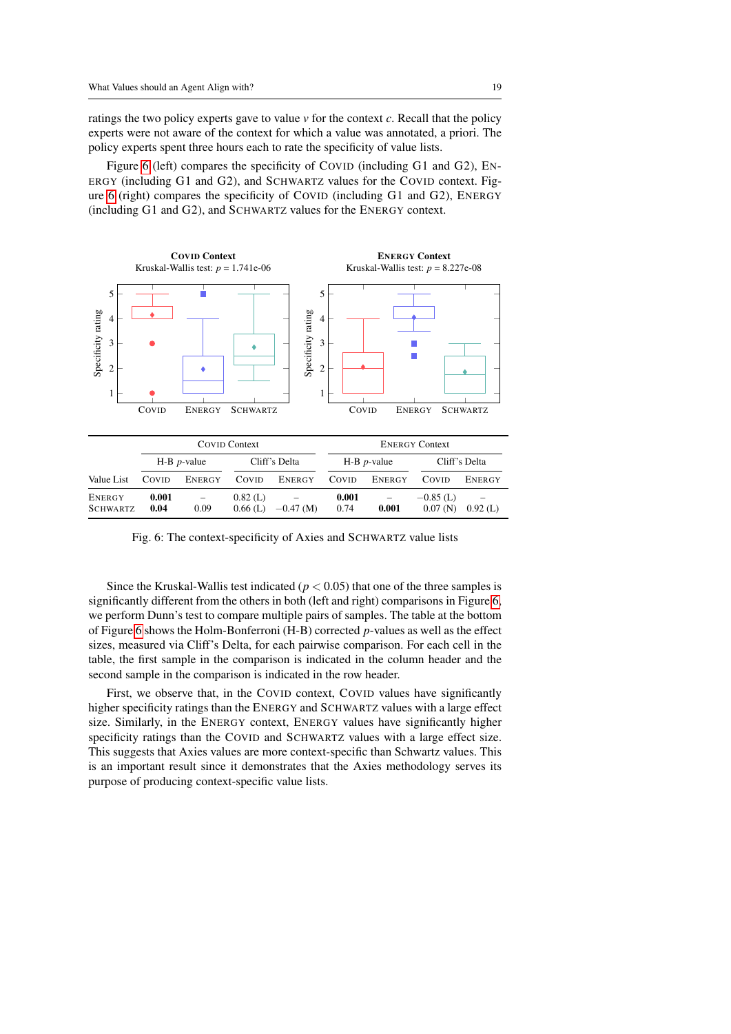ratings the two policy experts gave to value $v$ for the context $c$. Recall that the policy experts were not aware of the context for which a value was annotated, a priori. The policy experts spent three hours each to rate the specificity of value lists.

Figure 6 (left) compares the specificity of COVID (including G1 and G2), ENERGY (including G1 and G2), and SCHWARTZ values for the COVID context. Figure 6 (right) compares the specificity of COVID (including G1 and G2), ENERGY (including G1 and G2), and SCHWARTZ values for the ENERGY context.

| | COVID Context | | | | ENERGY Context | | | |
|---|---|---|---|---|---|---|---|---|
| | H-B $p$-value | | Cliff's Delta | | H-B $p$-value | | Cliff's Delta | |
| Value List | COVID | ENERGY | COVID | ENERGY | COVID | ENERGY | COVID | ENERGY |
| ENERGY | **0.001** | – | 0.82 (L) | – | **0.001** | – | −0.85 (L) | – |
| SCHWARTZ | **0.04** | 0.09 | 0.66 (L) | −0.47 (M) | 0.74 | **0.001** | 0.07 (N) | 0.92 (L) |

Fig. 6: The context-specificity of Axies and SCHWARTZ value lists

Since the Kruskal-Wallis test indicated ($p < 0.05$) that one of the three samples is significantly different from the others in both (left and right) comparisons in Figure 6, we perform Dunn's test to compare multiple pairs of samples. The table at the bottom of Figure 6 shows the Holm-Bonferroni (H-B) corrected $p$-values as well as the effect sizes, measured via Cliff's Delta, for each pairwise comparison. For each cell in the table, the first sample in the comparison is indicated in the column header and the second sample in the comparison is indicated in the row header.

First, we observe that, in the COVID context, COVID values have significantly higher specificity ratings than the ENERGY and SCHWARTZ values with a large effect size. Similarly, in the ENERGY context, ENERGY values have significantly higher specificity ratings than the COVID and SCHWARTZ values with a large effect size. This suggests that Axies values are more context-specific than Schwartz values. This is an important result since it demonstrates that the Axies methodology serves its purpose of producing context-specific value lists.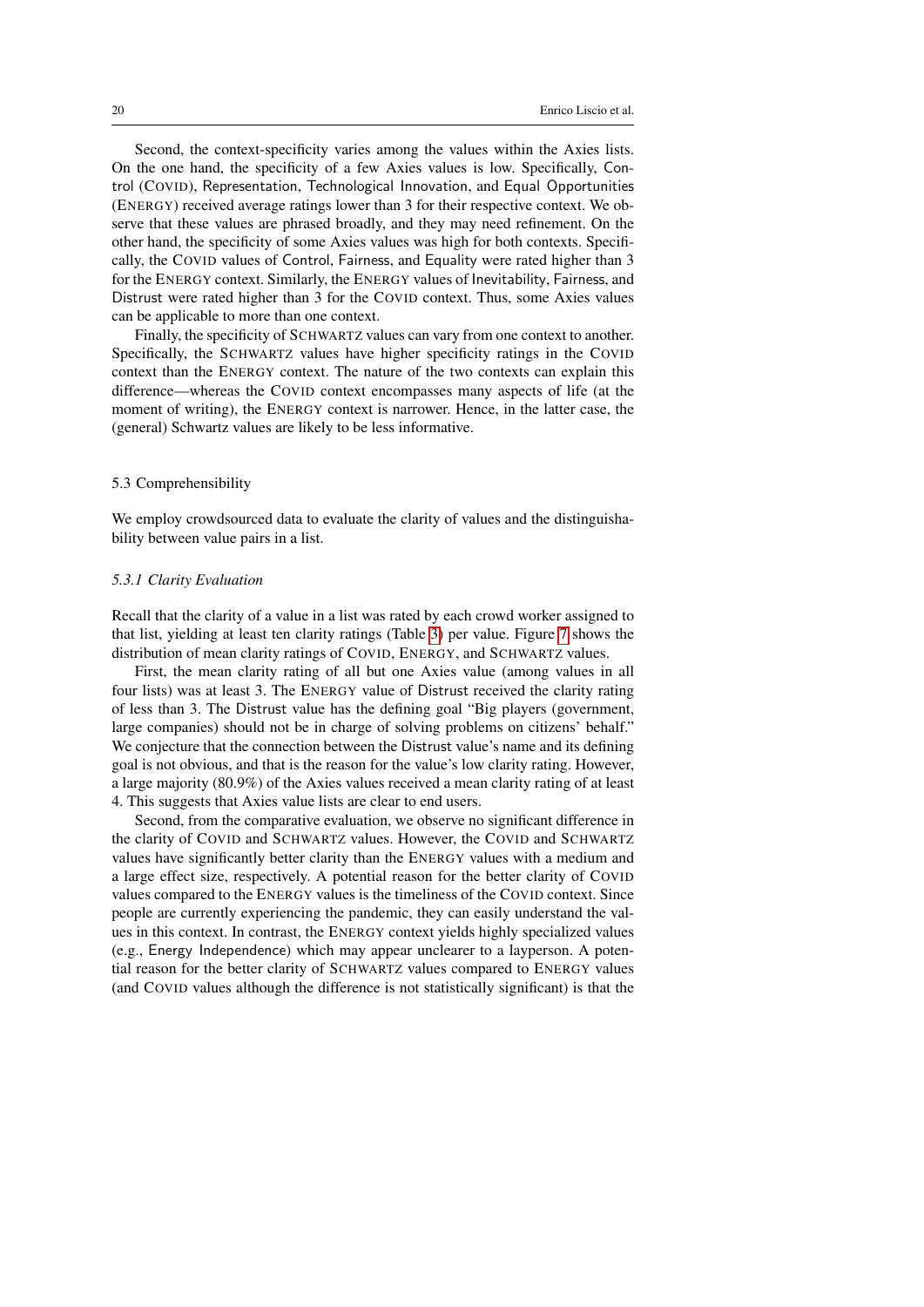Second, the context-specificity varies among the values within the Axies lists. On the one hand, the specificity of a few Axies values is low. Specifically, Control (COVID), Representation, Technological Innovation, and Equal Opportunities (ENERGY) received average ratings lower than 3 for their respective context. We observe that these values are phrased broadly, and they may need refinement. On the other hand, the specificity of some Axies values was high for both contexts. Specifically, the COVID values of Control, Fairness, and Equality were rated higher than 3 for the ENERGY context. Similarly, the ENERGY values of Inevitability, Fairness, and Distrust were rated higher than 3 for the COVID context. Thus, some Axies values can be applicable to more than one context.

Finally, the specificity of SCHWARTZ values can vary from one context to another. Specifically, the SCHWARTZ values have higher specificity ratings in the COVID context than the ENERGY context. The nature of the two contexts can explain this difference—whereas the COVID context encompasses many aspects of life (at the moment of writing), the ENERGY context is narrower. Hence, in the latter case, the (general) Schwartz values are likely to be less informative.

### 5.3 Comprehensibility

We employ crowdsourced data to evaluate the clarity of values and the distinguishability between value pairs in a list.

#### *5.3.1 Clarity Evaluation*

Recall that the clarity of a value in a list was rated by each crowd worker assigned to that list, yielding at least ten clarity ratings (Table 3) per value. Figure 7 shows the distribution of mean clarity ratings of COVID, ENERGY, and SCHWARTZ values.

First, the mean clarity rating of all but one Axies value (among values in all four lists) was at least 3. The ENERGY value of Distrust received the clarity rating of less than 3. The Distrust value has the defining goal "Big players (government, large companies) should not be in charge of solving problems on citizens' behalf." We conjecture that the connection between the Distrust value's name and its defining goal is not obvious, and that is the reason for the value's low clarity rating. However, a large majority (80.9%) of the Axies values received a mean clarity rating of at least 4. This suggests that Axies value lists are clear to end users.

Second, from the comparative evaluation, we observe no significant difference in the clarity of COVID and SCHWARTZ values. However, the COVID and SCHWARTZ values have significantly better clarity than the ENERGY values with a medium and a large effect size, respectively. A potential reason for the better clarity of COVID values compared to the ENERGY values is the timeliness of the COVID context. Since people are currently experiencing the pandemic, they can easily understand the values in this context. In contrast, the ENERGY context yields highly specialized values (e.g., Energy Independence) which may appear unclearer to a layperson. A potential reason for the better clarity of SCHWARTZ values compared to ENERGY values (and COVID values although the difference is not statistically significant) is that the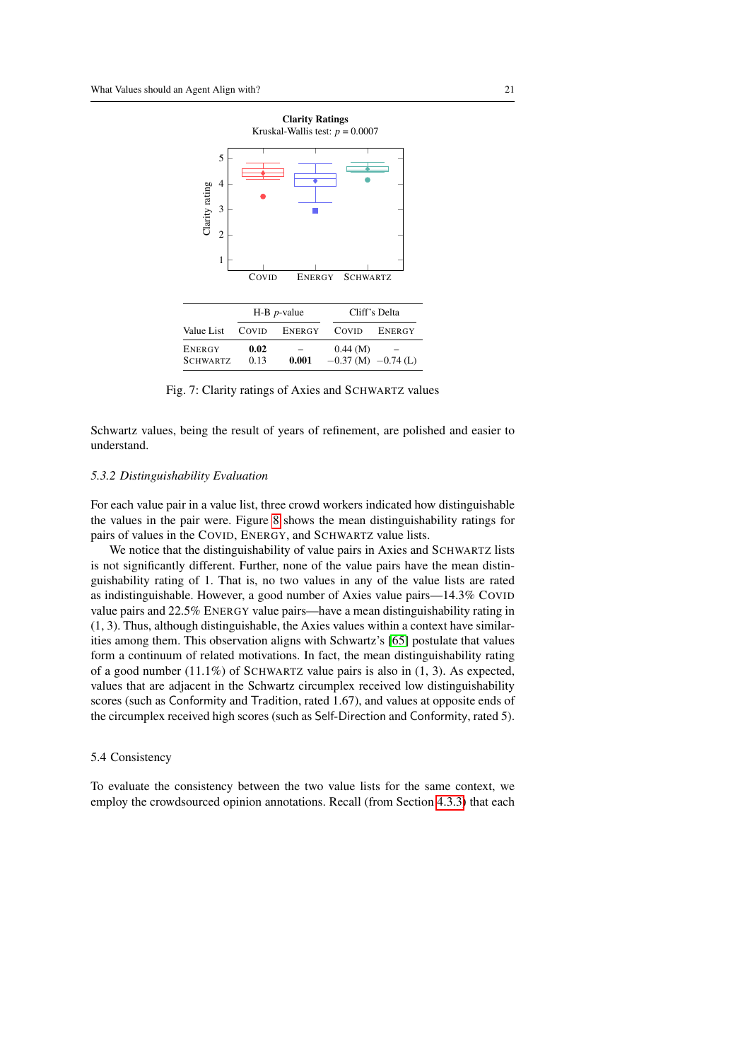**Clarity Ratings**
Kruskal-Wallis test: $p = 0.0007$

| | H-B $p$-value | | Cliff's Delta | |
|---|---|---|---|---|
| Value List | COVID | ENERGY | COVID | ENERGY |
| ENERGY | **0.02** | – | 0.44 (M) | – |
| SCHWARTZ | 0.13 | **0.001** | −0.37 (M) | −0.74 (L) |

Fig. 7: Clarity ratings of Axies and SCHWARTZ values

Schwartz values, being the result of years of refinement, are polished and easier to understand.

### 5.3.2 Distinguishability Evaluation

For each value pair in a value list, three crowd workers indicated how distinguishable the values in the pair were. Figure 8 shows the mean distinguishability ratings for pairs of values in the COVID, ENERGY, and SCHWARTZ value lists.

We notice that the distinguishability of value pairs in Axies and SCHWARTZ lists is not significantly different. Further, none of the value pairs have the mean distinguishability rating of 1. That is, no two values in any of the value lists are rated as indistinguishable. However, a good number of Axies value pairs—14.3% COVID value pairs and 22.5% ENERGY value pairs—have a mean distinguishability rating in (1, 3). Thus, although distinguishable, the Axies values within a context have similarities among them. This observation aligns with Schwartz's [65] postulate that values form a continuum of related motivations. In fact, the mean distinguishability rating of a good number (11.1%) of SCHWARTZ value pairs is also in (1, 3). As expected, values that are adjacent in the Schwartz circumplex received low distinguishability scores (such as Conformity and Tradition, rated 1.67), and values at opposite ends of the circumplex received high scores (such as Self-Direction and Conformity, rated 5).

## 5.4 Consistency

To evaluate the consistency between the two value lists for the same context, we employ the crowdsourced opinion annotations. Recall (from Section 4.3.3) that each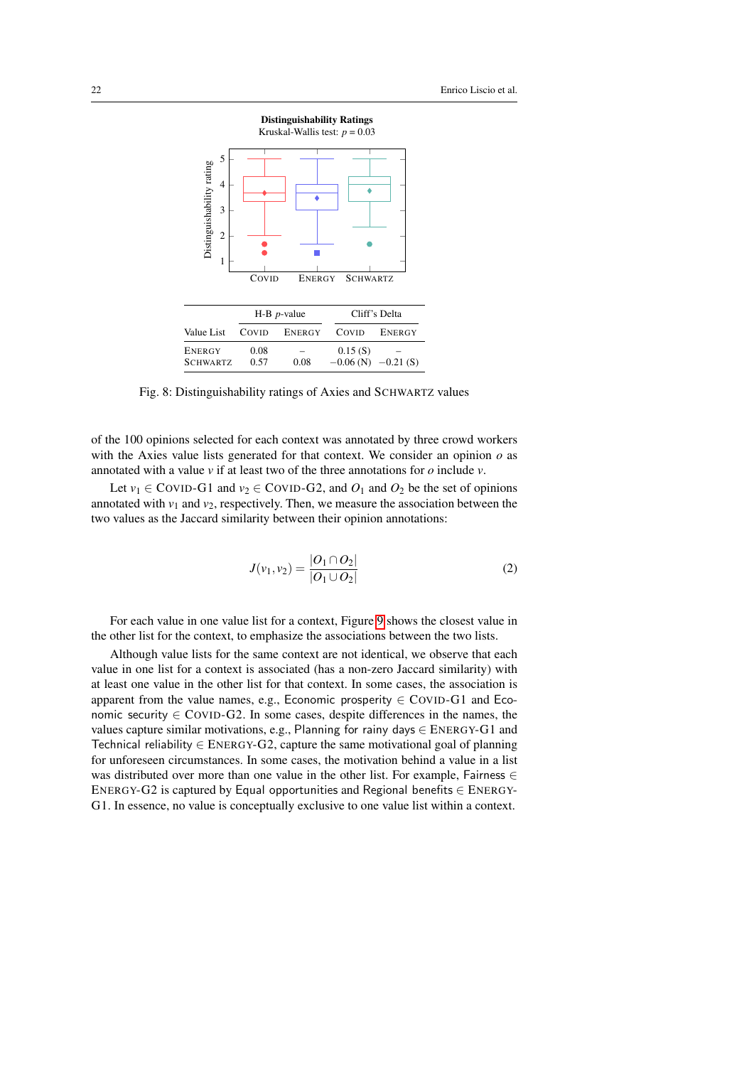**Distinguishability Ratings**
Kruskal-Wallis test: $p = 0.03$

|  | H-B $p$-value |  | Cliff's Delta |  |
|---|---|---|---|---|
| Value List | COVID | ENERGY | COVID | ENERGY |
| ENERGY | 0.08 | – | 0.15 (S) | – |
| SCHWARTZ | 0.57 | 0.08 | −0.06 (N) | −0.21 (S) |

Fig. 8: Distinguishability ratings of Axies and SCHWARTZ values

of the 100 opinions selected for each context was annotated by three crowd workers with the Axies value lists generated for that context. We consider an opinion $o$ as annotated with a value $v$ if at least two of the three annotations for $o$ include $v$.

Let $v_1 \in$ COVID-G1 and $v_2 \in$ COVID-G2, and $O_1$ and $O_2$ be the set of opinions annotated with $v_1$ and $v_2$, respectively. Then, we measure the association between the two values as the Jaccard similarity between their opinion annotations:

$$J(v_1, v_2) = \frac{|O_1 \cap O_2|}{|O_1 \cup O_2|} \tag{2}$$

For each value in one value list for a context, Figure 9 shows the closest value in the other list for the context, to emphasize the associations between the two lists.

Although value lists for the same context are not identical, we observe that each value in one list for a context is associated (has a non-zero Jaccard similarity) with at least one value in the other list for that context. In some cases, the association is apparent from the value names, e.g., Economic prosperity $\in$ COVID-G1 and Economic security $\in$ COVID-G2. In some cases, despite differences in the names, the values capture similar motivations, e.g., Planning for rainy days $\in$ ENERGY-G1 and Technical reliability $\in$ ENERGY-G2, capture the same motivational goal of planning for unforeseen circumstances. In some cases, the motivation behind a value in a list was distributed over more than one value in the other list. For example, Fairness $\in$ ENERGY-G2 is captured by Equal opportunities and Regional benefits $\in$ ENERGY-G1. In essence, no value is conceptually exclusive to one value list within a context.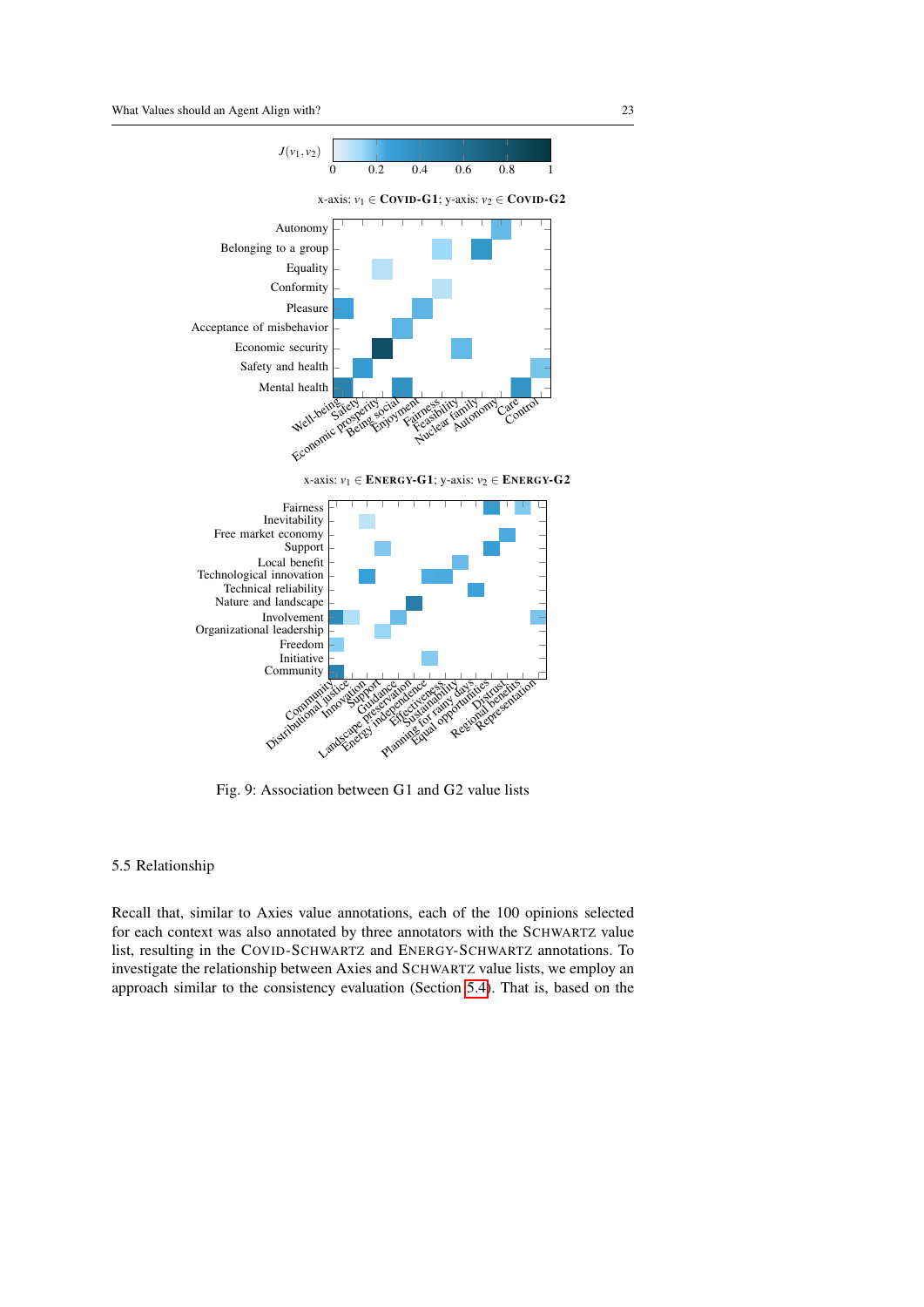Fig. 9: Association between G1 and G2 value lists

## 5.5 Relationship

Recall that, similar to Axies value annotations, each of the 100 opinions selected for each context was also annotated by three annotators with the SCHWARTZ value list, resulting in the COVID-SCHWARTZ and ENERGY-SCHWARTZ annotations. To investigate the relationship between Axies and SCHWARTZ value lists, we employ an approach similar to the consistency evaluation (Section 5.4). That is, based on the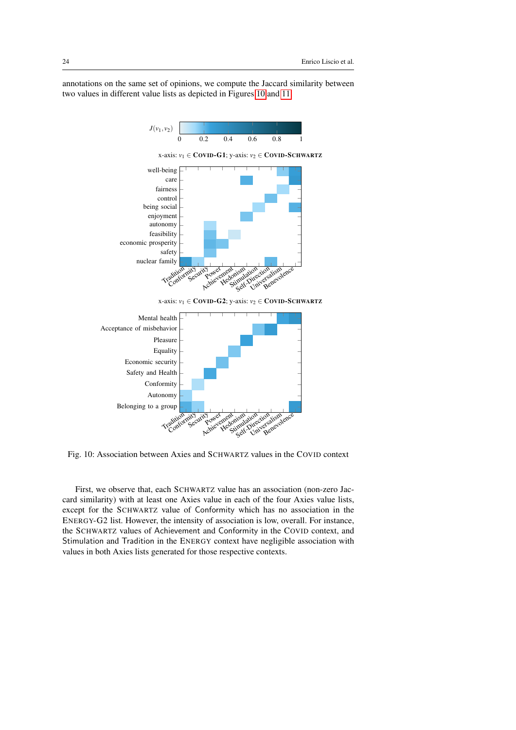annotations on the same set of opinions, we compute the Jaccard similarity between two values in different value lists as depicted in Figures 10 and 11.

Fig. 10: Association between Axies and SCHWARTZ values in the COVID context

First, we observe that, each SCHWARTZ value has an association (non-zero Jaccard similarity) with at least one Axies value in each of the four Axies value lists, except for the SCHWARTZ value of Conformity which has no association in the ENERGY-G2 list. However, the intensity of association is low, overall. For instance, the SCHWARTZ values of Achievement and Conformity in the COVID context, and Stimulation and Tradition in the ENERGY context have negligible association with values in both Axies lists generated for those respective contexts.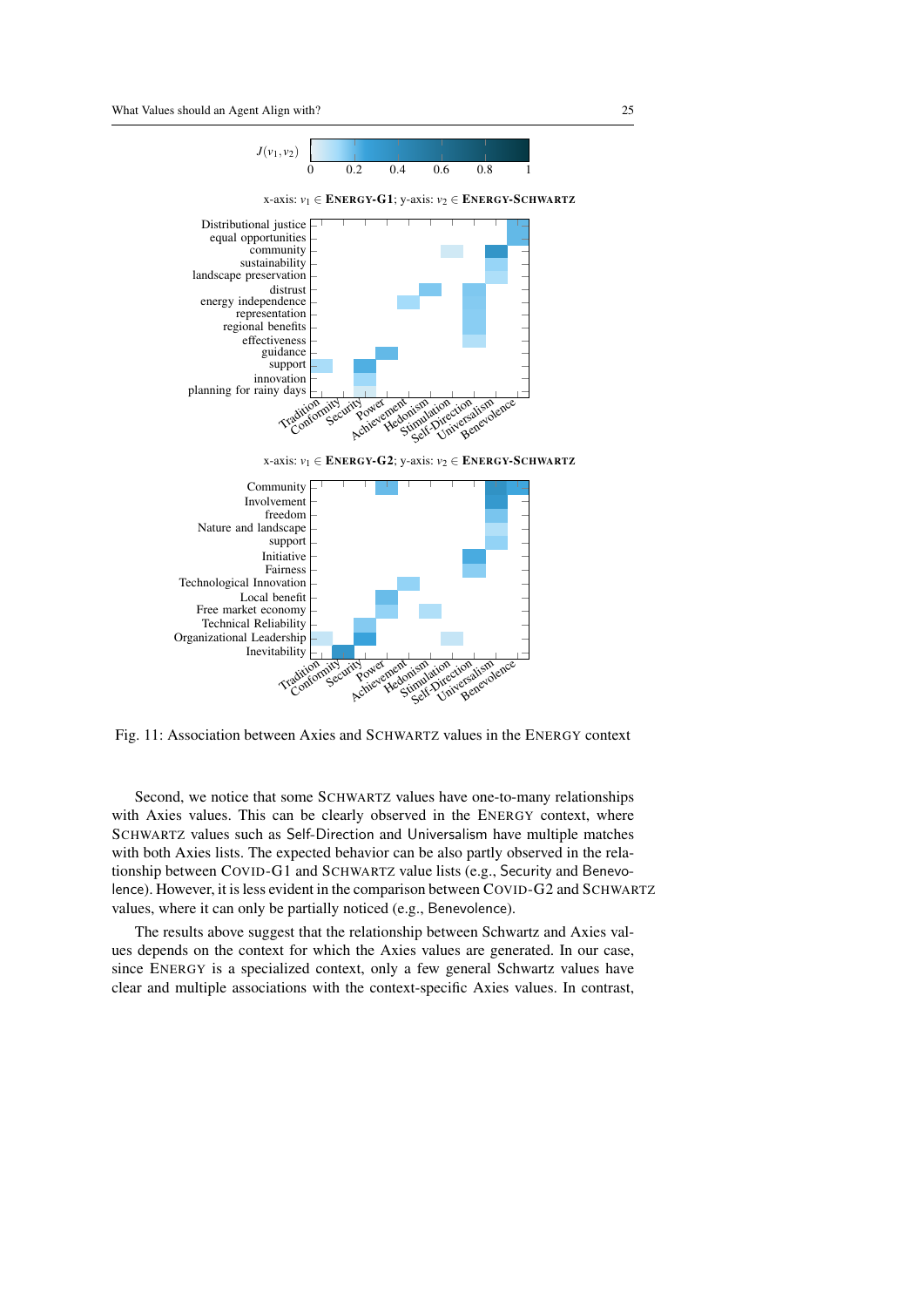Fig. 11: Association between Axies and SCHWARTZ values in the ENERGY context

Second, we notice that some SCHWARTZ values have one-to-many relationships with Axies values. This can be clearly observed in the ENERGY context, where SCHWARTZ values such as Self-Direction and Universalism have multiple matches with both Axies lists. The expected behavior can be also partly observed in the relationship between COVID-G1 and SCHWARTZ value lists (e.g., Security and Benevolence). However, it is less evident in the comparison between COVID-G2 and SCHWARTZ values, where it can only be partially noticed (e.g., Benevolence).

The results above suggest that the relationship between Schwartz and Axies values depends on the context for which the Axies values are generated. In our case, since ENERGY is a specialized context, only a few general Schwartz values have clear and multiple associations with the context-specific Axies values. In contrast,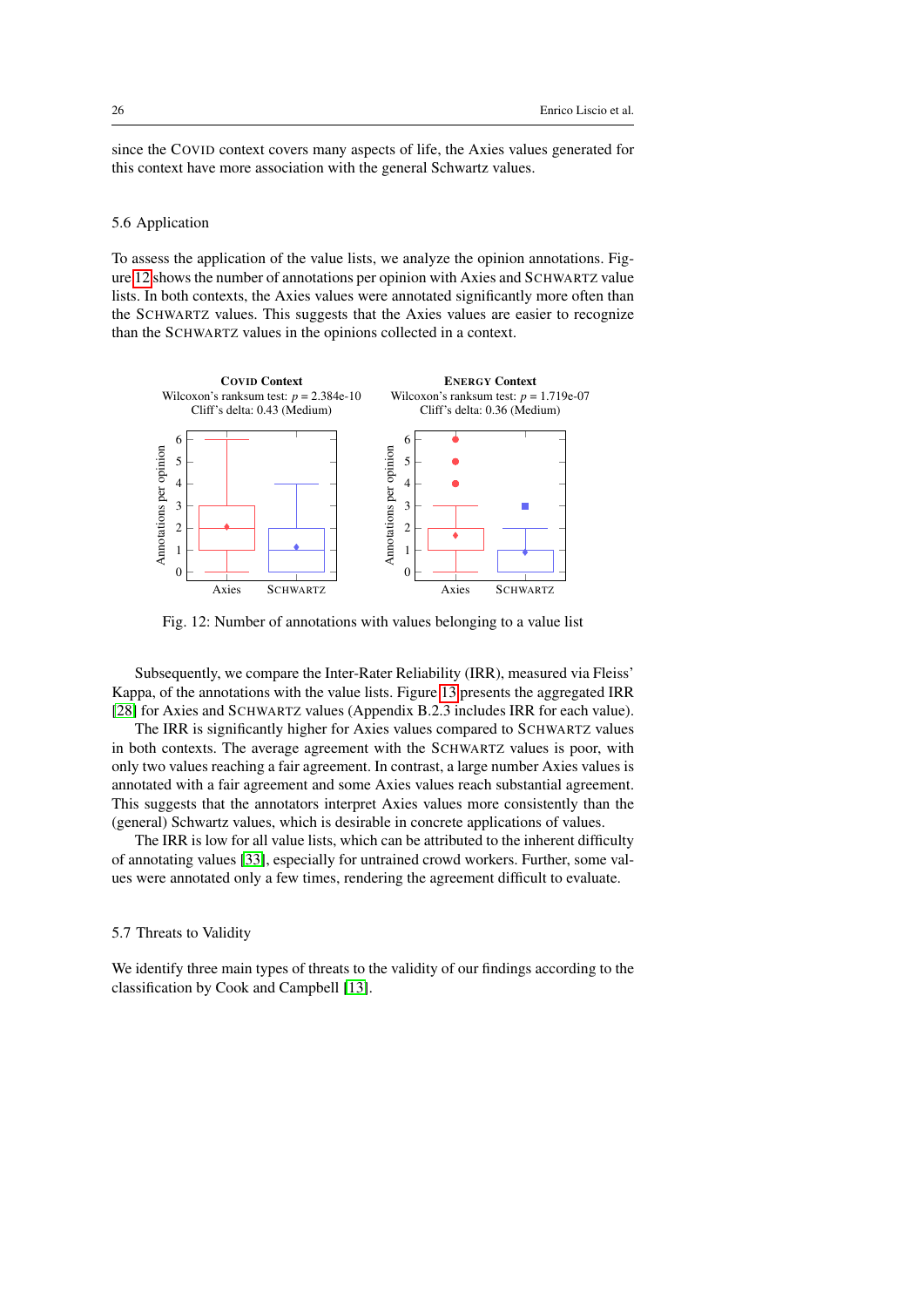since the COVID context covers many aspects of life, the Axies values generated for this context have more association with the general Schwartz values.

### 5.6 Application

To assess the application of the value lists, we analyze the opinion annotations. Figure 12 shows the number of annotations per opinion with Axies and SCHWARTZ value lists. In both contexts, the Axies values were annotated significantly more often than the SCHWARTZ values. This suggests that the Axies values are easier to recognize than the SCHWARTZ values in the opinions collected in a context.

**COVID Context**
Wilcoxon's ranksum test: $p = 2.384\text{e-}10$
Cliff's delta: 0.43 (Medium)

**ENERGY Context**
Wilcoxon's ranksum test: $p = 1.719\text{e-}07$
Cliff's delta: 0.36 (Medium)

Fig. 12: Number of annotations with values belonging to a value list

Subsequently, we compare the Inter-Rater Reliability (IRR), measured via Fleiss' Kappa, of the annotations with the value lists. Figure 13 presents the aggregated IRR [28] for Axies and SCHWARTZ values (Appendix B.2.3 includes IRR for each value).

The IRR is significantly higher for Axies values compared to SCHWARTZ values in both contexts. The average agreement with the SCHWARTZ values is poor, with only two values reaching a fair agreement. In contrast, a large number Axies values is annotated with a fair agreement and some Axies values reach substantial agreement. This suggests that the annotators interpret Axies values more consistently than the (general) Schwartz values, which is desirable in concrete applications of values.

The IRR is low for all value lists, which can be attributed to the inherent difficulty of annotating values [33], especially for untrained crowd workers. Further, some values were annotated only a few times, rendering the agreement difficult to evaluate.

### 5.7 Threats to Validity

We identify three main types of threats to the validity of our findings according to the classification by Cook and Campbell [13].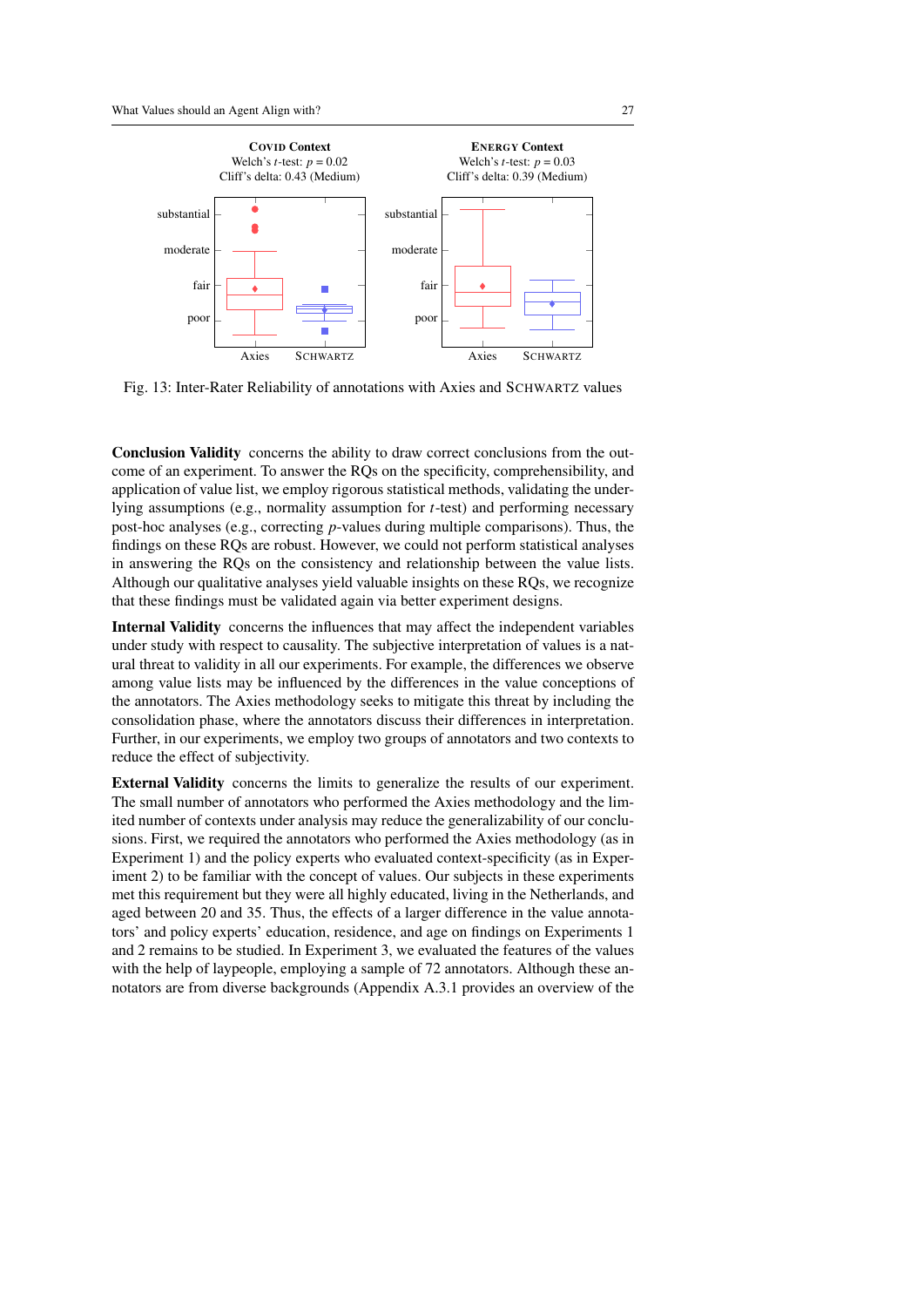**COVID Context**
Welch's $t$-test: $p = 0.02$
Cliff's delta: 0.43 (Medium)

**ENERGY Context**
Welch's $t$-test: $p = 0.03$
Cliff's delta: 0.39 (Medium)

Fig. 13: Inter-Rater Reliability of annotations with Axies and SCHWARTZ values

**Conclusion Validity** concerns the ability to draw correct conclusions from the outcome of an experiment. To answer the RQs on the specificity, comprehensibility, and application of value list, we employ rigorous statistical methods, validating the underlying assumptions (e.g., normality assumption for $t$-test) and performing necessary post-hoc analyses (e.g., correcting $p$-values during multiple comparisons). Thus, the findings on these RQs are robust. However, we could not perform statistical analyses in answering the RQs on the consistency and relationship between the value lists. Although our qualitative analyses yield valuable insights on these RQs, we recognize that these findings must be validated again via better experiment designs.

**Internal Validity** concerns the influences that may affect the independent variables under study with respect to causality. The subjective interpretation of values is a natural threat to validity in all our experiments. For example, the differences we observe among value lists may be influenced by the differences in the value conceptions of the annotators. The Axies methodology seeks to mitigate this threat by including the consolidation phase, where the annotators discuss their differences in interpretation. Further, in our experiments, we employ two groups of annotators and two contexts to reduce the effect of subjectivity.

**External Validity** concerns the limits to generalize the results of our experiment. The small number of annotators who performed the Axies methodology and the limited number of contexts under analysis may reduce the generalizability of our conclusions. First, we required the annotators who performed the Axies methodology (as in Experiment 1) and the policy experts who evaluated context-specificity (as in Experiment 2) to be familiar with the concept of values. Our subjects in these experiments met this requirement but they were all highly educated, living in the Netherlands, and aged between 20 and 35. Thus, the effects of a larger difference in the value annotators' and policy experts' education, residence, and age on findings on Experiments 1 and 2 remains to be studied. In Experiment 3, we evaluated the features of the values with the help of laypeople, employing a sample of 72 annotators. Although these annotators are from diverse backgrounds (Appendix A.3.1 provides an overview of the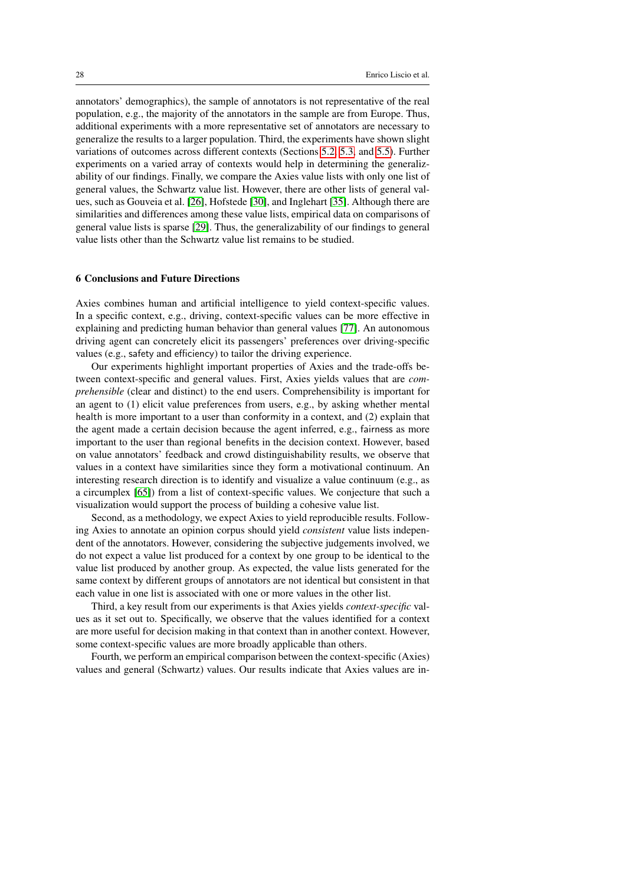annotators' demographics), the sample of annotators is not representative of the real population, e.g., the majority of the annotators in the sample are from Europe. Thus, additional experiments with a more representative set of annotators are necessary to generalize the results to a larger population. Third, the experiments have shown slight variations of outcomes across different contexts (Sections 5.2, 5.3, and 5.5). Further experiments on a varied array of contexts would help in determining the generalizability of our findings. Finally, we compare the Axies value lists with only one list of general values, the Schwartz value list. However, there are other lists of general values, such as Gouveia et al. [26], Hofstede [30], and Inglehart [35]. Although there are similarities and differences among these value lists, empirical data on comparisons of general value lists is sparse [29]. Thus, the generalizability of our findings to general value lists other than the Schwartz value list remains to be studied.

## 6 Conclusions and Future Directions

Axies combines human and artificial intelligence to yield context-specific values. In a specific context, e.g., driving, context-specific values can be more effective in explaining and predicting human behavior than general values [77]. An autonomous driving agent can concretely elicit its passengers' preferences over driving-specific values (e.g., safety and efficiency) to tailor the driving experience.

Our experiments highlight important properties of Axies and the trade-offs between context-specific and general values. First, Axies yields values that are *comprehensible* (clear and distinct) to the end users. Comprehensibility is important for an agent to (1) elicit value preferences from users, e.g., by asking whether mental health is more important to a user than conformity in a context, and (2) explain that the agent made a certain decision because the agent inferred, e.g., fairness as more important to the user than regional benefits in the decision context. However, based on value annotators' feedback and crowd distinguishability results, we observe that values in a context have similarities since they form a motivational continuum. An interesting research direction is to identify and visualize a value continuum (e.g., as a circumplex [65]) from a list of context-specific values. We conjecture that such a visualization would support the process of building a cohesive value list.

Second, as a methodology, we expect Axies to yield reproducible results. Following Axies to annotate an opinion corpus should yield *consistent* value lists independent of the annotators. However, considering the subjective judgements involved, we do not expect a value list produced for a context by one group to be identical to the value list produced by another group. As expected, the value lists generated for the same context by different groups of annotators are not identical but consistent in that each value in one list is associated with one or more values in the other list.

Third, a key result from our experiments is that Axies yields *context-specific* values as it set out to. Specifically, we observe that the values identified for a context are more useful for decision making in that context than in another context. However, some context-specific values are more broadly applicable than others.

Fourth, we perform an empirical comparison between the context-specific (Axies) values and general (Schwartz) values. Our results indicate that Axies values are in-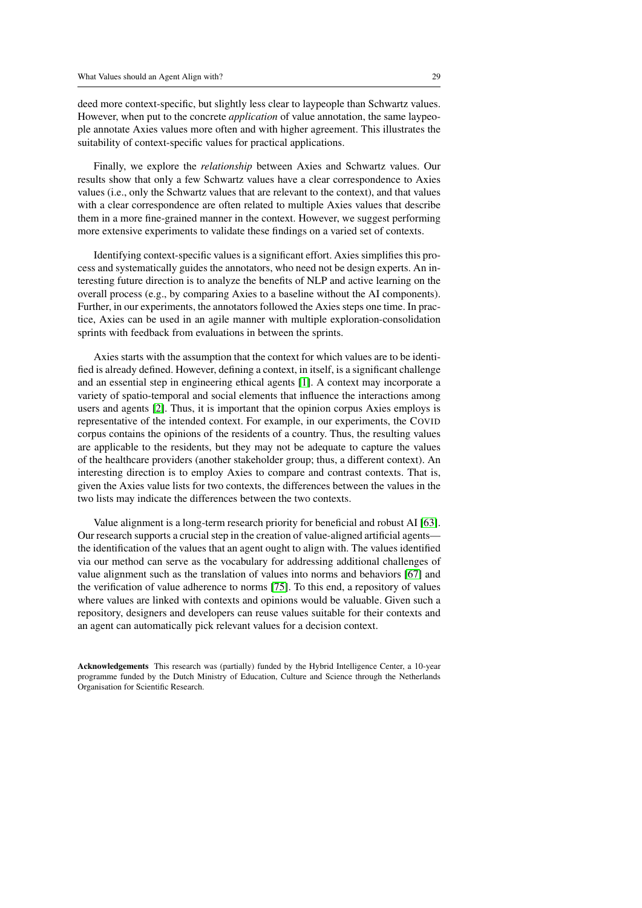deed more context-specific, but slightly less clear to laypeople than Schwartz values. However, when put to the concrete *application* of value annotation, the same laypeople annotate Axies values more often and with higher agreement. This illustrates the suitability of context-specific values for practical applications.

Finally, we explore the *relationship* between Axies and Schwartz values. Our results show that only a few Schwartz values have a clear correspondence to Axies values (i.e., only the Schwartz values that are relevant to the context), and that values with a clear correspondence are often related to multiple Axies values that describe them in a more fine-grained manner in the context. However, we suggest performing more extensive experiments to validate these findings on a varied set of contexts.

Identifying context-specific values is a significant effort. Axies simplifies this process and systematically guides the annotators, who need not be design experts. An interesting future direction is to analyze the benefits of NLP and active learning on the overall process (e.g., by comparing Axies to a baseline without the AI components). Further, in our experiments, the annotators followed the Axies steps one time. In practice, Axies can be used in an agile manner with multiple exploration-consolidation sprints with feedback from evaluations in between the sprints.

Axies starts with the assumption that the context for which values are to be identified is already defined. However, defining a context, in itself, is a significant challenge and an essential step in engineering ethical agents [1]. A context may incorporate a variety of spatio-temporal and social elements that influence the interactions among users and agents [2]. Thus, it is important that the opinion corpus Axies employs is representative of the intended context. For example, in our experiments, the COVID corpus contains the opinions of the residents of a country. Thus, the resulting values are applicable to the residents, but they may not be adequate to capture the values of the healthcare providers (another stakeholder group; thus, a different context). An interesting direction is to employ Axies to compare and contrast contexts. That is, given the Axies value lists for two contexts, the differences between the values in the two lists may indicate the differences between the two contexts.

Value alignment is a long-term research priority for beneficial and robust AI [63]. Our research supports a crucial step in the creation of value-aligned artificial agents—the identification of the values that an agent ought to align with. The values identified via our method can serve as the vocabulary for addressing additional challenges of value alignment such as the translation of values into norms and behaviors [67] and the verification of value adherence to norms [75]. To this end, a repository of values where values are linked with contexts and opinions would be valuable. Given such a repository, designers and developers can reuse values suitable for their contexts and an agent can automatically pick relevant values for a decision context.

**Acknowledgements** This research was (partially) funded by the Hybrid Intelligence Center, a 10-year programme funded by the Dutch Ministry of Education, Culture and Science through the Netherlands Organisation for Scientific Research.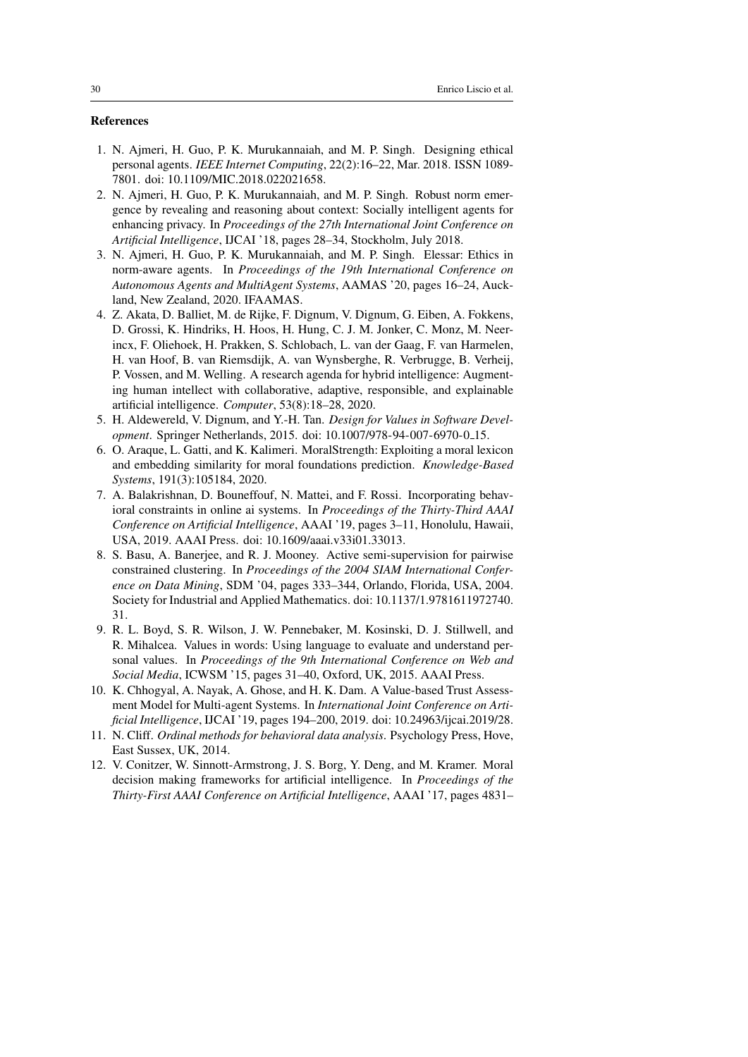## References

1. N. Ajmeri, H. Guo, P. K. Murukannaiah, and M. P. Singh. Designing ethical personal agents. *IEEE Internet Computing*, 22(2):16–22, Mar. 2018. ISSN 1089-7801. doi: 10.1109/MIC.2018.022021658.
2. N. Ajmeri, H. Guo, P. K. Murukannaiah, and M. P. Singh. Robust norm emergence by revealing and reasoning about context: Socially intelligent agents for enhancing privacy. In *Proceedings of the 27th International Joint Conference on Artificial Intelligence*, IJCAI '18, pages 28–34, Stockholm, July 2018.
3. N. Ajmeri, H. Guo, P. K. Murukannaiah, and M. P. Singh. Elessar: Ethics in norm-aware agents. In *Proceedings of the 19th International Conference on Autonomous Agents and MultiAgent Systems*, AAMAS '20, pages 16–24, Auckland, New Zealand, 2020. IFAAMAS.
4. Z. Akata, D. Balliet, M. de Rijke, F. Dignum, V. Dignum, G. Eiben, A. Fokkens, D. Grossi, K. Hindriks, H. Hoos, H. Hung, C. J. M. Jonker, C. Monz, M. Neerincx, F. Oliehoek, H. Prakken, S. Schlobach, L. van der Gaag, F. van Harmelen, H. van Hoof, B. van Riemsdijk, A. van Wynsberghe, R. Verbrugge, B. Verheij, P. Vossen, and M. Welling. A research agenda for hybrid intelligence: Augmenting human intellect with collaborative, adaptive, responsible, and explainable artificial intelligence. *Computer*, 53(8):18–28, 2020.
5. H. Aldewereld, V. Dignum, and Y.-H. Tan. *Design for Values in Software Development*. Springer Netherlands, 2015. doi: 10.1007/978-94-007-6970-0_15.
6. O. Araque, L. Gatti, and K. Kalimeri. MoralStrength: Exploiting a moral lexicon and embedding similarity for moral foundations prediction. *Knowledge-Based Systems*, 191(3):105184, 2020.
7. A. Balakrishnan, D. Bouneffouf, N. Mattei, and F. Rossi. Incorporating behavioral constraints in online ai systems. In *Proceedings of the Thirty-Third AAAI Conference on Artificial Intelligence*, AAAI '19, pages 3–11, Honolulu, Hawaii, USA, 2019. AAAI Press. doi: 10.1609/aaai.v33i01.33013.
8. S. Basu, A. Banerjee, and R. J. Mooney. Active semi-supervision for pairwise constrained clustering. In *Proceedings of the 2004 SIAM International Conference on Data Mining*, SDM '04, pages 333–344, Orlando, Florida, USA, 2004. Society for Industrial and Applied Mathematics. doi: 10.1137/1.9781611972740.31.
9. R. L. Boyd, S. R. Wilson, J. W. Pennebaker, M. Kosinski, D. J. Stillwell, and R. Mihalcea. Values in words: Using language to evaluate and understand personal values. In *Proceedings of the 9th International Conference on Web and Social Media*, ICWSM '15, pages 31–40, Oxford, UK, 2015. AAAI Press.
10. K. Chhogyal, A. Nayak, A. Ghose, and H. K. Dam. A Value-based Trust Assessment Model for Multi-agent Systems. In *International Joint Conference on Artificial Intelligence*, IJCAI '19, pages 194–200, 2019. doi: 10.24963/ijcai.2019/28.
11. N. Cliff. *Ordinal methods for behavioral data analysis*. Psychology Press, Hove, East Sussex, UK, 2014.
12. V. Conitzer, W. Sinnott-Armstrong, J. S. Borg, Y. Deng, and M. Kramer. Moral decision making frameworks for artificial intelligence. In *Proceedings of the Thirty-First AAAI Conference on Artificial Intelligence*, AAAI '17, pages 4831–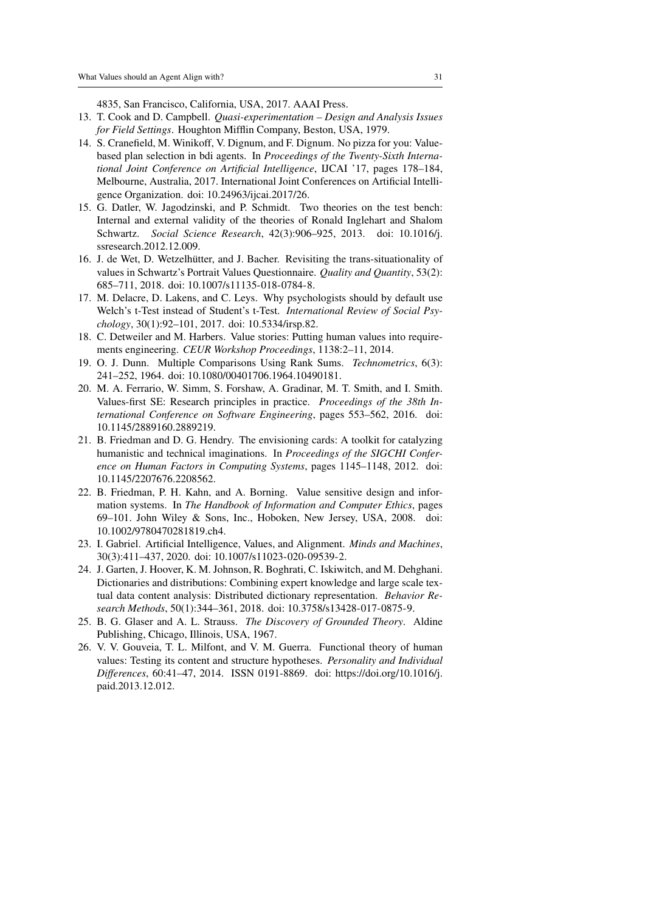4835, San Francisco, California, USA, 2017. AAAI Press.

13. T. Cook and D. Campbell. *Quasi-experimentation – Design and Analysis Issues for Field Settings*. Houghton Mifflin Company, Beston, USA, 1979.
14. S. Cranefield, M. Winikoff, V. Dignum, and F. Dignum. No pizza for you: Value-based plan selection in bdi agents. In *Proceedings of the Twenty-Sixth International Joint Conference on Artificial Intelligence*, IJCAI '17, pages 178–184, Melbourne, Australia, 2017. International Joint Conferences on Artificial Intelligence Organization. doi: 10.24963/ijcai.2017/26.
15. G. Datler, W. Jagodzinski, and P. Schmidt. Two theories on the test bench: Internal and external validity of the theories of Ronald Inglehart and Shalom Schwartz. *Social Science Research*, 42(3):906–925, 2013. doi: 10.1016/j.ssresearch.2012.12.009.
16. J. de Wet, D. Wetzelhütter, and J. Bacher. Revisiting the trans-situationality of values in Schwartz's Portrait Values Questionnaire. *Quality and Quantity*, 53(2): 685–711, 2018. doi: 10.1007/s11135-018-0784-8.
17. M. Delacre, D. Lakens, and C. Leys. Why psychologists should by default use Welch's t-Test instead of Student's t-Test. *International Review of Social Psychology*, 30(1):92–101, 2017. doi: 10.5334/irsp.82.
18. C. Detweiler and M. Harbers. Value stories: Putting human values into requirements engineering. *CEUR Workshop Proceedings*, 1138:2–11, 2014.
19. O. J. Dunn. Multiple Comparisons Using Rank Sums. *Technometrics*, 6(3): 241–252, 1964. doi: 10.1080/00401706.1964.10490181.
20. M. A. Ferrario, W. Simm, S. Forshaw, A. Gradinar, M. T. Smith, and I. Smith. Values-first SE: Research principles in practice. *Proceedings of the 38th International Conference on Software Engineering*, pages 553–562, 2016. doi: 10.1145/2889160.2889219.
21. B. Friedman and D. G. Hendry. The envisioning cards: A toolkit for catalyzing humanistic and technical imaginations. In *Proceedings of the SIGCHI Conference on Human Factors in Computing Systems*, pages 1145–1148, 2012. doi: 10.1145/2207676.2208562.
22. B. Friedman, P. H. Kahn, and A. Borning. Value sensitive design and information systems. In *The Handbook of Information and Computer Ethics*, pages 69–101. John Wiley & Sons, Inc., Hoboken, New Jersey, USA, 2008. doi: 10.1002/9780470281819.ch4.
23. I. Gabriel. Artificial Intelligence, Values, and Alignment. *Minds and Machines*, 30(3):411–437, 2020. doi: 10.1007/s11023-020-09539-2.
24. J. Garten, J. Hoover, K. M. Johnson, R. Boghrati, C. Iskiwitch, and M. Dehghani. Dictionaries and distributions: Combining expert knowledge and large scale textual data content analysis: Distributed dictionary representation. *Behavior Research Methods*, 50(1):344–361, 2018. doi: 10.3758/s13428-017-0875-9.
25. B. G. Glaser and A. L. Strauss. *The Discovery of Grounded Theory*. Aldine Publishing, Chicago, Illinois, USA, 1967.
26. V. V. Gouveia, T. L. Milfont, and V. M. Guerra. Functional theory of human values: Testing its content and structure hypotheses. *Personality and Individual Differences*, 60:41–47, 2014. ISSN 0191-8869. doi: https://doi.org/10.1016/j.paid.2013.12.012.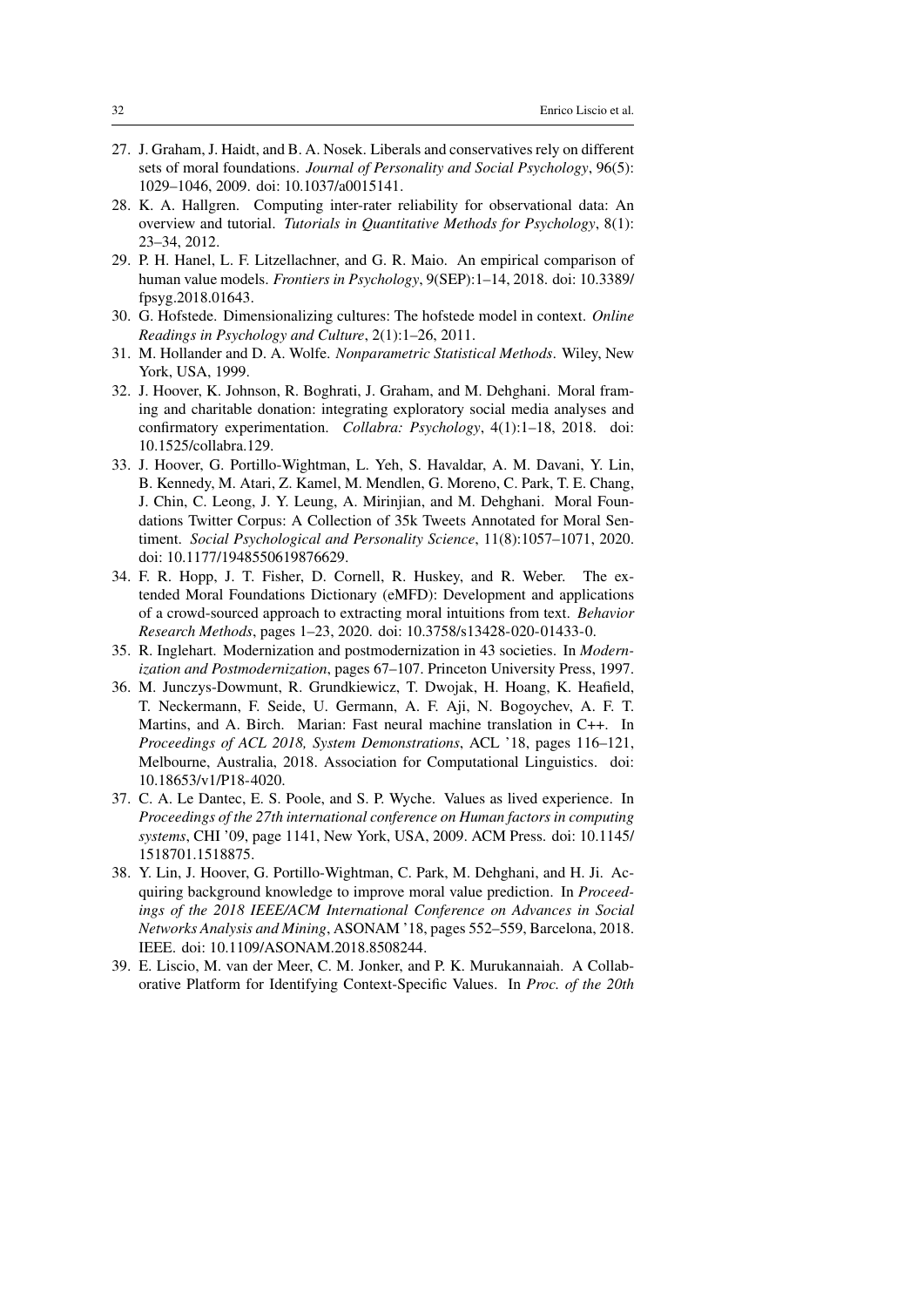27. J. Graham, J. Haidt, and B. A. Nosek. Liberals and conservatives rely on different sets of moral foundations. *Journal of Personality and Social Psychology*, 96(5): 1029–1046, 2009. doi: 10.1037/a0015141.
28. K. A. Hallgren. Computing inter-rater reliability for observational data: An overview and tutorial. *Tutorials in Quantitative Methods for Psychology*, 8(1): 23–34, 2012.
29. P. H. Hanel, L. F. Litzellachner, and G. R. Maio. An empirical comparison of human value models. *Frontiers in Psychology*, 9(SEP):1–14, 2018. doi: 10.3389/fpsyg.2018.01643.
30. G. Hofstede. Dimensionalizing cultures: The hofstede model in context. *Online Readings in Psychology and Culture*, 2(1):1–26, 2011.
31. M. Hollander and D. A. Wolfe. *Nonparametric Statistical Methods*. Wiley, New York, USA, 1999.
32. J. Hoover, K. Johnson, R. Boghrati, J. Graham, and M. Dehghani. Moral framing and charitable donation: integrating exploratory social media analyses and confirmatory experimentation. *Collabra: Psychology*, 4(1):1–18, 2018. doi: 10.1525/collabra.129.
33. J. Hoover, G. Portillo-Wightman, L. Yeh, S. Havaldar, A. M. Davani, Y. Lin, B. Kennedy, M. Atari, Z. Kamel, M. Mendlen, G. Moreno, C. Park, T. E. Chang, J. Chin, C. Leong, J. Y. Leung, A. Mirinjian, and M. Dehghani. Moral Foundations Twitter Corpus: A Collection of 35k Tweets Annotated for Moral Sentiment. *Social Psychological and Personality Science*, 11(8):1057–1071, 2020. doi: 10.1177/1948550619876629.
34. F. R. Hopp, J. T. Fisher, D. Cornell, R. Huskey, and R. Weber. The extended Moral Foundations Dictionary (eMFD): Development and applications of a crowd-sourced approach to extracting moral intuitions from text. *Behavior Research Methods*, pages 1–23, 2020. doi: 10.3758/s13428-020-01433-0.
35. R. Inglehart. Modernization and postmodernization in 43 societies. In *Modernization and Postmodernization*, pages 67–107. Princeton University Press, 1997.
36. M. Junczys-Dowmunt, R. Grundkiewicz, T. Dwojak, H. Hoang, K. Heafield, T. Neckermann, F. Seide, U. Germann, A. F. Aji, N. Bogoychev, A. F. T. Martins, and A. Birch. Marian: Fast neural machine translation in C++. In *Proceedings of ACL 2018, System Demonstrations*, ACL '18, pages 116–121, Melbourne, Australia, 2018. Association for Computational Linguistics. doi: 10.18653/v1/P18-4020.
37. C. A. Le Dantec, E. S. Poole, and S. P. Wyche. Values as lived experience. In *Proceedings of the 27th international conference on Human factors in computing systems*, CHI '09, page 1141, New York, USA, 2009. ACM Press. doi: 10.1145/1518701.1518875.
38. Y. Lin, J. Hoover, G. Portillo-Wightman, C. Park, M. Dehghani, and H. Ji. Acquiring background knowledge to improve moral value prediction. In *Proceedings of the 2018 IEEE/ACM International Conference on Advances in Social Networks Analysis and Mining*, ASONAM '18, pages 552–559, Barcelona, 2018. IEEE. doi: 10.1109/ASONAM.2018.8508244.
39. E. Liscio, M. van der Meer, C. M. Jonker, and P. K. Murukannaiah. A Collaborative Platform for Identifying Context-Specific Values. In *Proc. of the 20th*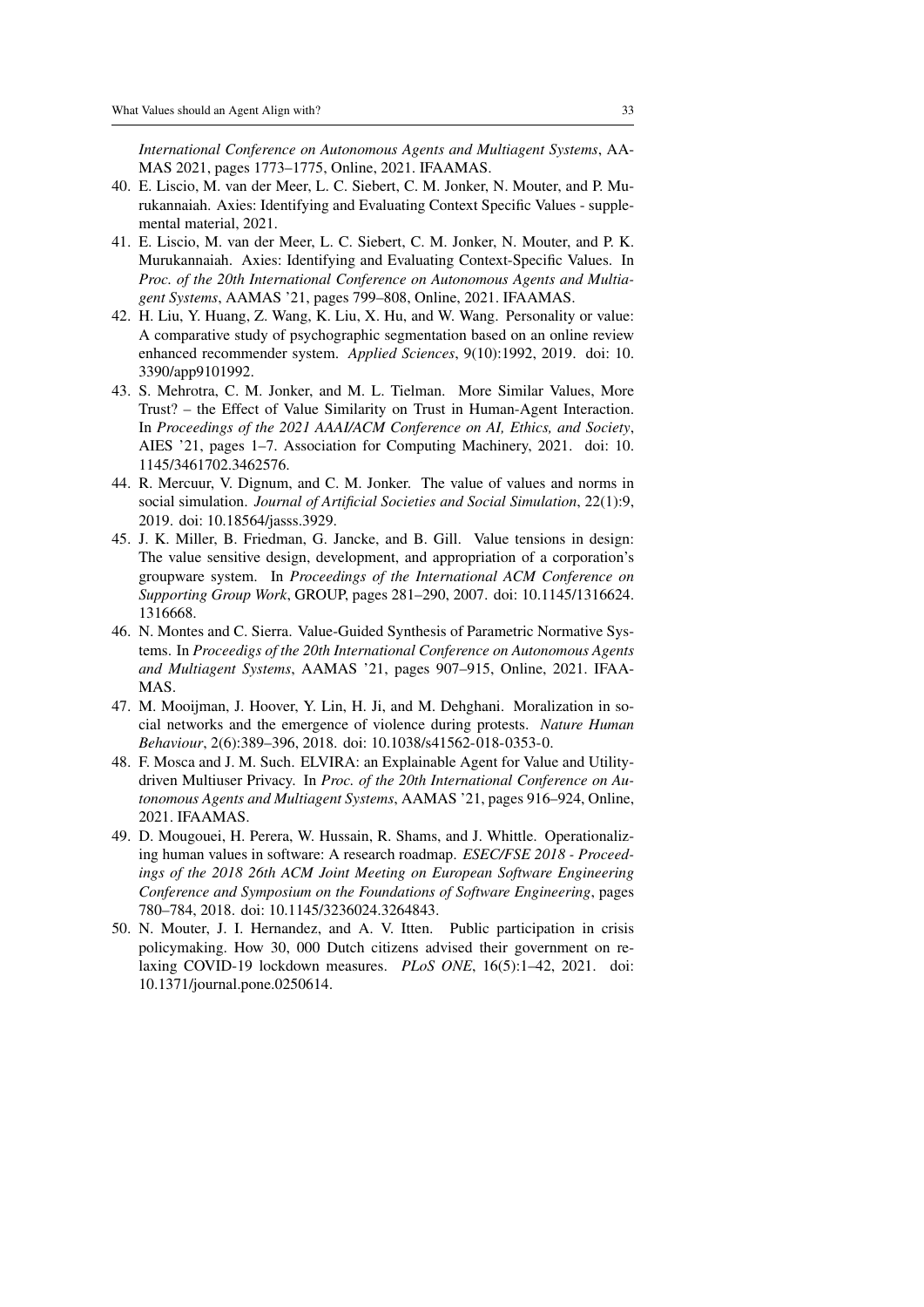*International Conference on Autonomous Agents and Multiagent Systems*, AAMAS 2021, pages 1773–1775, Online, 2021. IFAAMAS.

40. E. Liscio, M. van der Meer, L. C. Siebert, C. M. Jonker, N. Mouter, and P. Murukannaiah. Axies: Identifying and Evaluating Context Specific Values - supplemental material, 2021.
41. E. Liscio, M. van der Meer, L. C. Siebert, C. M. Jonker, N. Mouter, and P. K. Murukannaiah. Axies: Identifying and Evaluating Context-Specific Values. In *Proc. of the 20th International Conference on Autonomous Agents and Multiagent Systems*, AAMAS '21, pages 799–808, Online, 2021. IFAAMAS.
42. H. Liu, Y. Huang, Z. Wang, K. Liu, X. Hu, and W. Wang. Personality or value: A comparative study of psychographic segmentation based on an online review enhanced recommender system. *Applied Sciences*, 9(10):1992, 2019. doi: 10.3390/app9101992.
43. S. Mehrotra, C. M. Jonker, and M. L. Tielman. More Similar Values, More Trust? – the Effect of Value Similarity on Trust in Human-Agent Interaction. In *Proceedings of the 2021 AAAI/ACM Conference on AI, Ethics, and Society*, AIES '21, pages 1–7. Association for Computing Machinery, 2021. doi: 10.1145/3461702.3462576.
44. R. Mercuur, V. Dignum, and C. M. Jonker. The value of values and norms in social simulation. *Journal of Artificial Societies and Social Simulation*, 22(1):9, 2019. doi: 10.18564/jasss.3929.
45. J. K. Miller, B. Friedman, G. Jancke, and B. Gill. Value tensions in design: The value sensitive design, development, and appropriation of a corporation's groupware system. In *Proceedings of the International ACM Conference on Supporting Group Work*, GROUP, pages 281–290, 2007. doi: 10.1145/1316624.1316668.
46. N. Montes and C. Sierra. Value-Guided Synthesis of Parametric Normative Systems. In *Proceedigs of the 20th International Conference on Autonomous Agents and Multiagent Systems*, AAMAS '21, pages 907–915, Online, 2021. IFAAMAS.
47. M. Mooijman, J. Hoover, Y. Lin, H. Ji, and M. Dehghani. Moralization in social networks and the emergence of violence during protests. *Nature Human Behaviour*, 2(6):389–396, 2018. doi: 10.1038/s41562-018-0353-0.
48. F. Mosca and J. M. Such. ELVIRA: an Explainable Agent for Value and Utility-driven Multiuser Privacy. In *Proc. of the 20th International Conference on Autonomous Agents and Multiagent Systems*, AAMAS '21, pages 916–924, Online, 2021. IFAAMAS.
49. D. Mougouei, H. Perera, W. Hussain, R. Shams, and J. Whittle. Operationalizing human values in software: A research roadmap. *ESEC/FSE 2018 - Proceedings of the 2018 26th ACM Joint Meeting on European Software Engineering Conference and Symposium on the Foundations of Software Engineering*, pages 780–784, 2018. doi: 10.1145/3236024.3264843.
50. N. Mouter, J. I. Hernandez, and A. V. Itten. Public participation in crisis policymaking. How 30, 000 Dutch citizens advised their government on relaxing COVID-19 lockdown measures. *PLoS ONE*, 16(5):1–42, 2021. doi: 10.1371/journal.pone.0250614.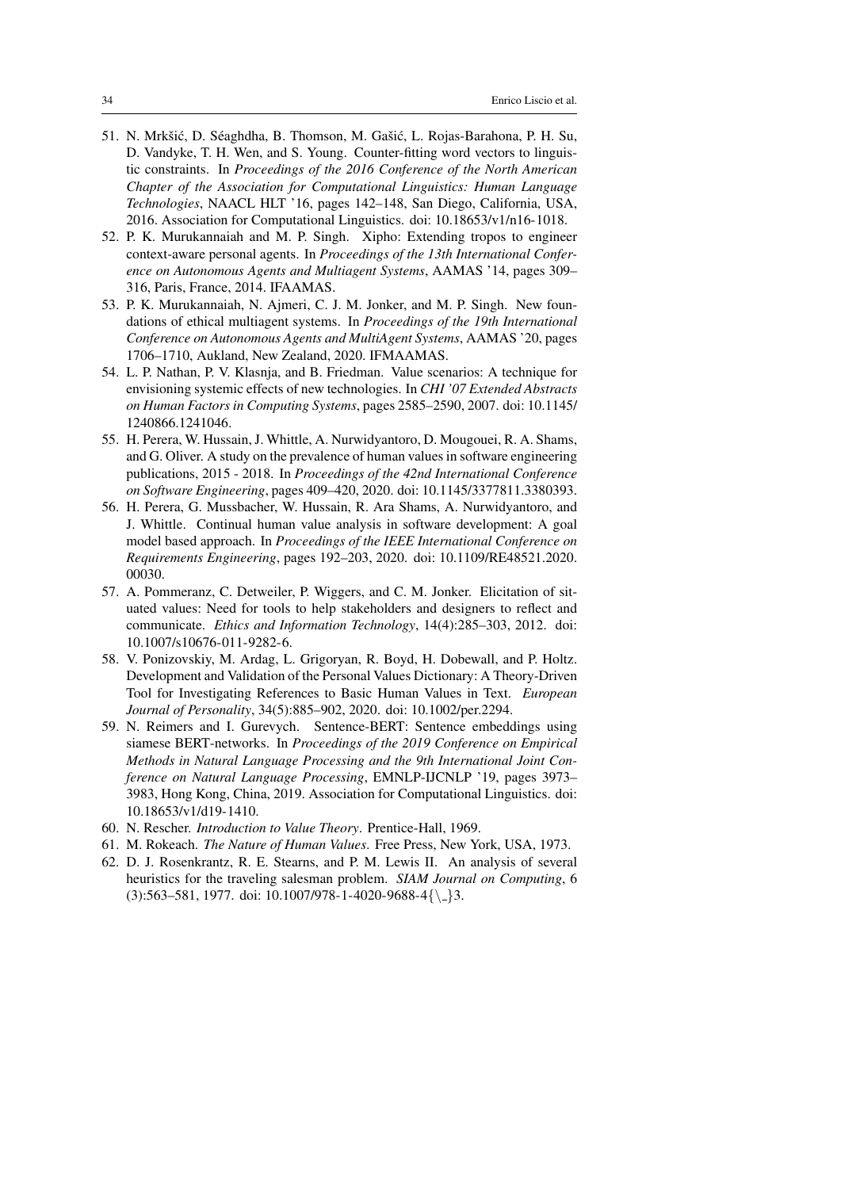51. N. Mrkšić, D. Séaghdha, B. Thomson, M. Gašić, L. Rojas-Barahona, P. H. Su, D. Vandyke, T. H. Wen, and S. Young. Counter-fitting word vectors to linguistic constraints. In *Proceedings of the 2016 Conference of the North American Chapter of the Association for Computational Linguistics: Human Language Technologies*, NAACL HLT '16, pages 142–148, San Diego, California, USA, 2016. Association for Computational Linguistics. doi: 10.18653/v1/n16-1018.
52. P. K. Murukannaiah and M. P. Singh. Xipho: Extending tropos to engineer context-aware personal agents. In *Proceedings of the 13th International Conference on Autonomous Agents and Multiagent Systems*, AAMAS '14, pages 309–316, Paris, France, 2014. IFAAMAS.
53. P. K. Murukannaiah, N. Ajmeri, C. J. M. Jonker, and M. P. Singh. New foundations of ethical multiagent systems. In *Proceedings of the 19th International Conference on Autonomous Agents and MultiAgent Systems*, AAMAS '20, pages 1706–1710, Aukland, New Zealand, 2020. IFMAAMAS.
54. L. P. Nathan, P. V. Klasnja, and B. Friedman. Value scenarios: A technique for envisioning systemic effects of new technologies. In *CHI '07 Extended Abstracts on Human Factors in Computing Systems*, pages 2585–2590, 2007. doi: 10.1145/1240866.1241046.
55. H. Perera, W. Hussain, J. Whittle, A. Nurwidyantoro, D. Mougouei, R. A. Shams, and G. Oliver. A study on the prevalence of human values in software engineering publications, 2015 - 2018. In *Proceedings of the 42nd International Conference on Software Engineering*, pages 409–420, 2020. doi: 10.1145/3377811.3380393.
56. H. Perera, G. Mussbacher, W. Hussain, R. Ara Shams, A. Nurwidyantoro, and J. Whittle. Continual human value analysis in software development: A goal model based approach. In *Proceedings of the IEEE International Conference on Requirements Engineering*, pages 192–203, 2020. doi: 10.1109/RE48521.2020.00030.
57. A. Pommeranz, C. Detweiler, P. Wiggers, and C. M. Jonker. Elicitation of situated values: Need for tools to help stakeholders and designers to reflect and communicate. *Ethics and Information Technology*, 14(4):285–303, 2012. doi: 10.1007/s10676-011-9282-6.
58. V. Ponizovskiy, M. Ardag, L. Grigoryan, R. Boyd, H. Dobewall, and P. Holtz. Development and Validation of the Personal Values Dictionary: A Theory-Driven Tool for Investigating References to Basic Human Values in Text. *European Journal of Personality*, 34(5):885–902, 2020. doi: 10.1002/per.2294.
59. N. Reimers and I. Gurevych. Sentence-BERT: Sentence embeddings using siamese BERT-networks. In *Proceedings of the 2019 Conference on Empirical Methods in Natural Language Processing and the 9th International Joint Conference on Natural Language Processing*, EMNLP-IJCNLP '19, pages 3973–3983, Hong Kong, China, 2019. Association for Computational Linguistics. doi: 10.18653/v1/d19-1410.
60. N. Rescher. *Introduction to Value Theory*. Prentice-Hall, 1969.
61. M. Rokeach. *The Nature of Human Values*. Free Press, New York, USA, 1973.
62. D. J. Rosenkrantz, R. E. Stearns, and P. M. Lewis II. An analysis of several heuristics for the traveling salesman problem. *SIAM Journal on Computing*, 6 (3):563–581, 1977. doi: 10.1007/978-1-4020-9688-4{\_}3.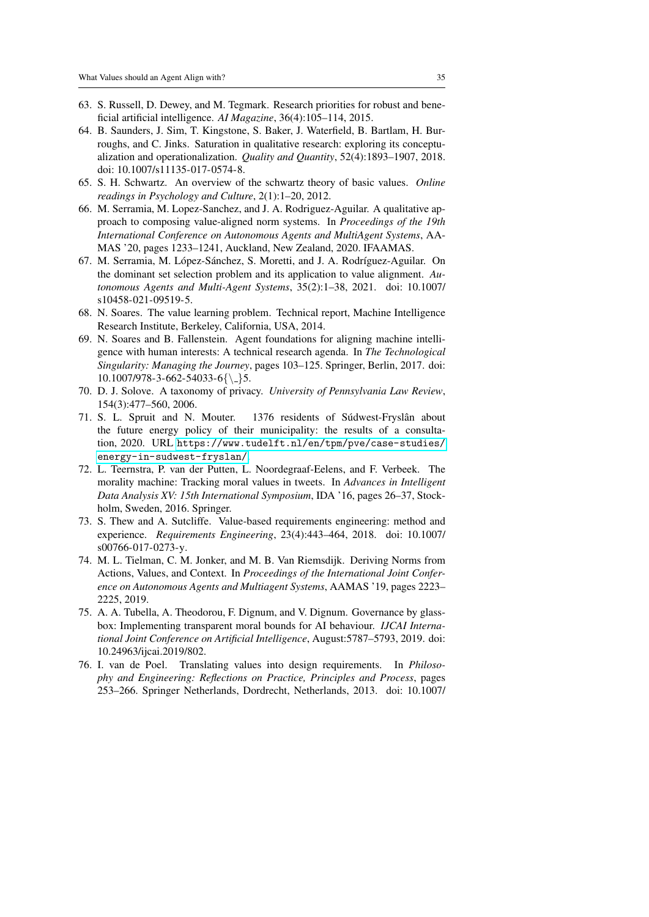63. S. Russell, D. Dewey, and M. Tegmark. Research priorities for robust and beneficial artificial intelligence. *AI Magazine*, 36(4):105–114, 2015.
64. B. Saunders, J. Sim, T. Kingstone, S. Baker, J. Waterfield, B. Bartlam, H. Burroughs, and C. Jinks. Saturation in qualitative research: exploring its conceptualization and operationalization. *Quality and Quantity*, 52(4):1893–1907, 2018. doi: 10.1007/s11135-017-0574-8.
65. S. H. Schwartz. An overview of the schwartz theory of basic values. *Online readings in Psychology and Culture*, 2(1):1–20, 2012.
66. M. Serramia, M. Lopez-Sanchez, and J. A. Rodriguez-Aguilar. A qualitative approach to composing value-aligned norm systems. In *Proceedings of the 19th International Conference on Autonomous Agents and MultiAgent Systems*, AAMAS '20, pages 1233–1241, Auckland, New Zealand, 2020. IFAAMAS.
67. M. Serramia, M. López-Sánchez, S. Moretti, and J. A. Rodríguez-Aguilar. On the dominant set selection problem and its application to value alignment. *Autonomous Agents and Multi-Agent Systems*, 35(2):1–38, 2021. doi: 10.1007/s10458-021-09519-5.
68. N. Soares. The value learning problem. Technical report, Machine Intelligence Research Institute, Berkeley, California, USA, 2014.
69. N. Soares and B. Fallenstein. Agent foundations for aligning machine intelligence with human interests: A technical research agenda. In *The Technological Singularity: Managing the Journey*, pages 103–125. Springer, Berlin, 2017. doi: 10.1007/978-3-662-54033-6{\_}5.
70. D. J. Solove. A taxonomy of privacy. *University of Pennsylvania Law Review*, 154(3):477–560, 2006.
71. S. L. Spruit and N. Mouter. 1376 residents of Súdwest-Fryslân about the future energy policy of their municipality: the results of a consultation, 2020. URL https://www.tudelft.nl/en/tpm/pve/case-studies/energy-in-sudwest-fryslan/.
72. L. Teernstra, P. van der Putten, L. Noordegraaf-Eelens, and F. Verbeek. The morality machine: Tracking moral values in tweets. In *Advances in Intelligent Data Analysis XV: 15th International Symposium*, IDA '16, pages 26–37, Stockholm, Sweden, 2016. Springer.
73. S. Thew and A. Sutcliffe. Value-based requirements engineering: method and experience. *Requirements Engineering*, 23(4):443–464, 2018. doi: 10.1007/s00766-017-0273-y.
74. M. L. Tielman, C. M. Jonker, and M. B. Van Riemsdijk. Deriving Norms from Actions, Values, and Context. In *Proceedings of the International Joint Conference on Autonomous Agents and Multiagent Systems*, AAMAS '19, pages 2223–2225, 2019.
75. A. A. Tubella, A. Theodorou, F. Dignum, and V. Dignum. Governance by glass-box: Implementing transparent moral bounds for AI behaviour. *IJCAI International Joint Conference on Artificial Intelligence*, August:5787–5793, 2019. doi: 10.24963/ijcai.2019/802.
76. I. van de Poel. Translating values into design requirements. In *Philosophy and Engineering: Reflections on Practice, Principles and Process*, pages 253–266. Springer Netherlands, Dordrecht, Netherlands, 2013. doi: 10.1007/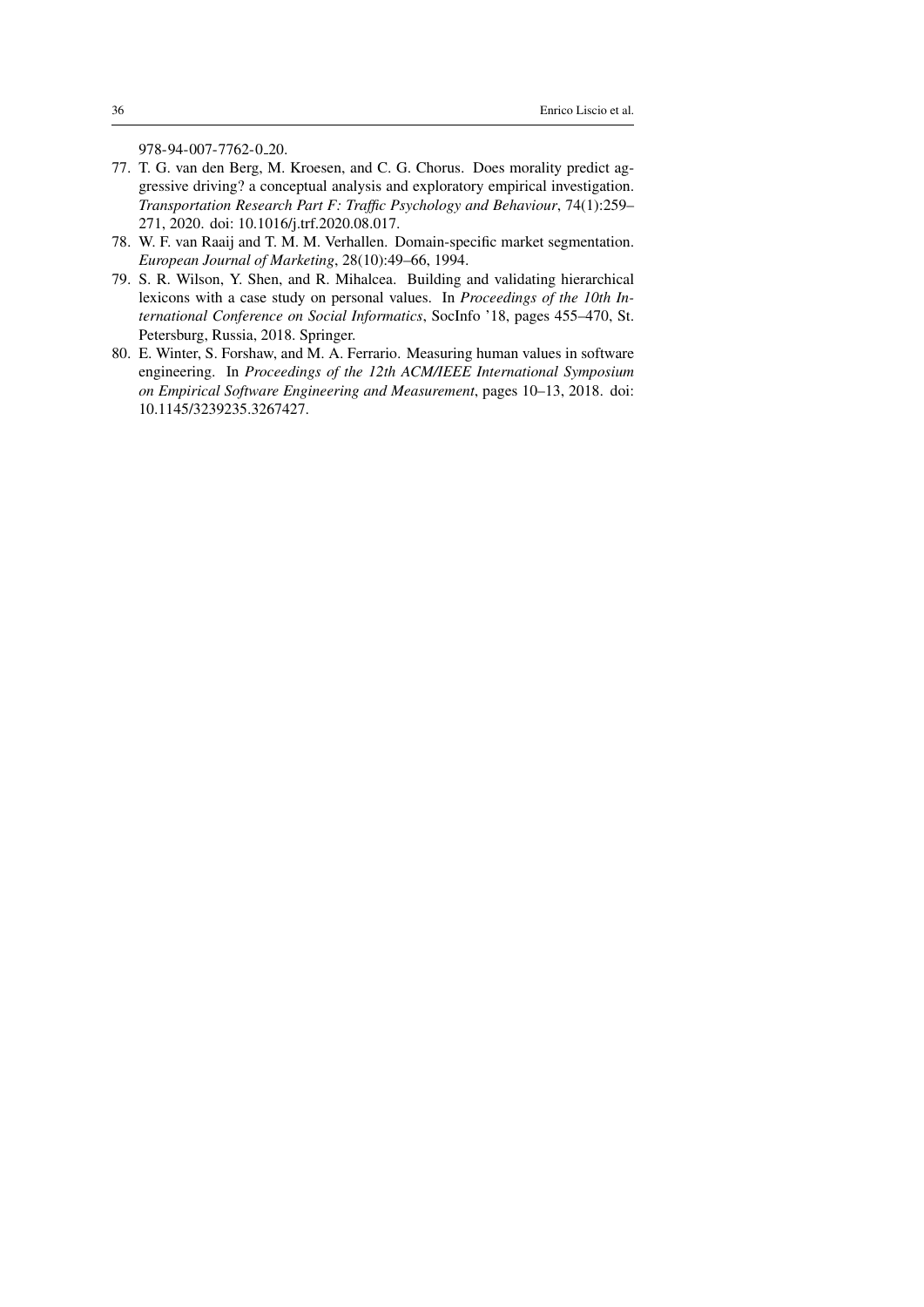978-94-007-7762-0_20.

77. T. G. van den Berg, M. Kroesen, and C. G. Chorus. Does morality predict aggressive driving? a conceptual analysis and exploratory empirical investigation. *Transportation Research Part F: Traffic Psychology and Behaviour*, 74(1):259–271, 2020. doi: 10.1016/j.trf.2020.08.017.
78. W. F. van Raaij and T. M. M. Verhallen. Domain-specific market segmentation. *European Journal of Marketing*, 28(10):49–66, 1994.
79. S. R. Wilson, Y. Shen, and R. Mihalcea. Building and validating hierarchical lexicons with a case study on personal values. In *Proceedings of the 10th International Conference on Social Informatics*, SocInfo '18, pages 455–470, St. Petersburg, Russia, 2018. Springer.
80. E. Winter, S. Forshaw, and M. A. Ferrario. Measuring human values in software engineering. In *Proceedings of the 12th ACM/IEEE International Symposium on Empirical Software Engineering and Measurement*, pages 10–13, 2018. doi: 10.1145/3239235.3267427.